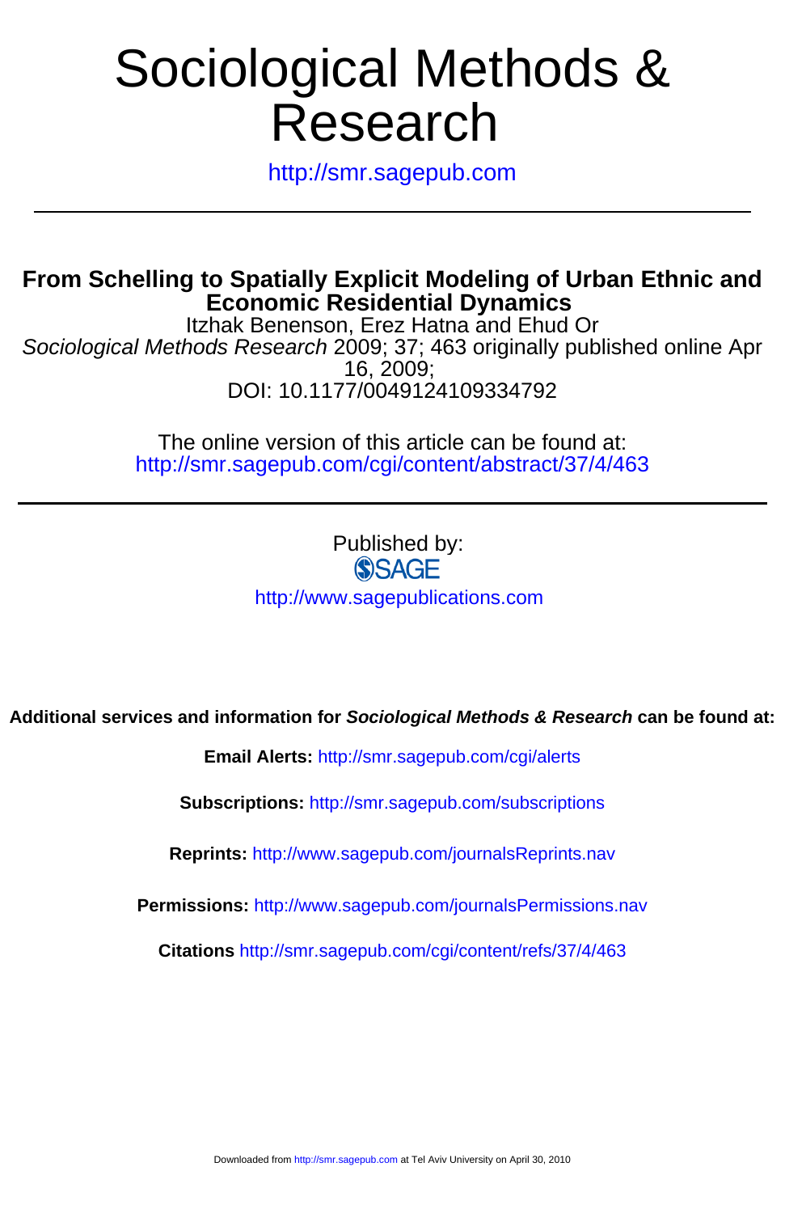# Sociological Methods & Research

http://smr.sagepub.com

---

## From Schelling to Spatially Explicit Modeling of Urban Ethnic and Economic Residential Dynamics

Itzhak Benenson, Erez Hatna and Ehud Or

*Sociological Methods Research* 2009; 37; 463 originally published online Apr 16, 2009;

DOI: 10.1177/0049124109334792

The online version of this article can be found at:
http://smr.sagepub.com/cgi/content/abstract/37/4/463

---

Published by:

SAGE

http://www.sagepublications.com

**Additional services and information for *Sociological Methods & Research* can be found at:**

**Email Alerts:** http://smr.sagepub.com/cgi/alerts

**Subscriptions:** http://smr.sagepub.com/subscriptions

**Reprints:** http://www.sagepub.com/journalsReprints.nav

**Permissions:** http://www.sagepub.com/journalsPermissions.nav

**Citations** http://smr.sagepub.com/cgi/content/refs/37/4/463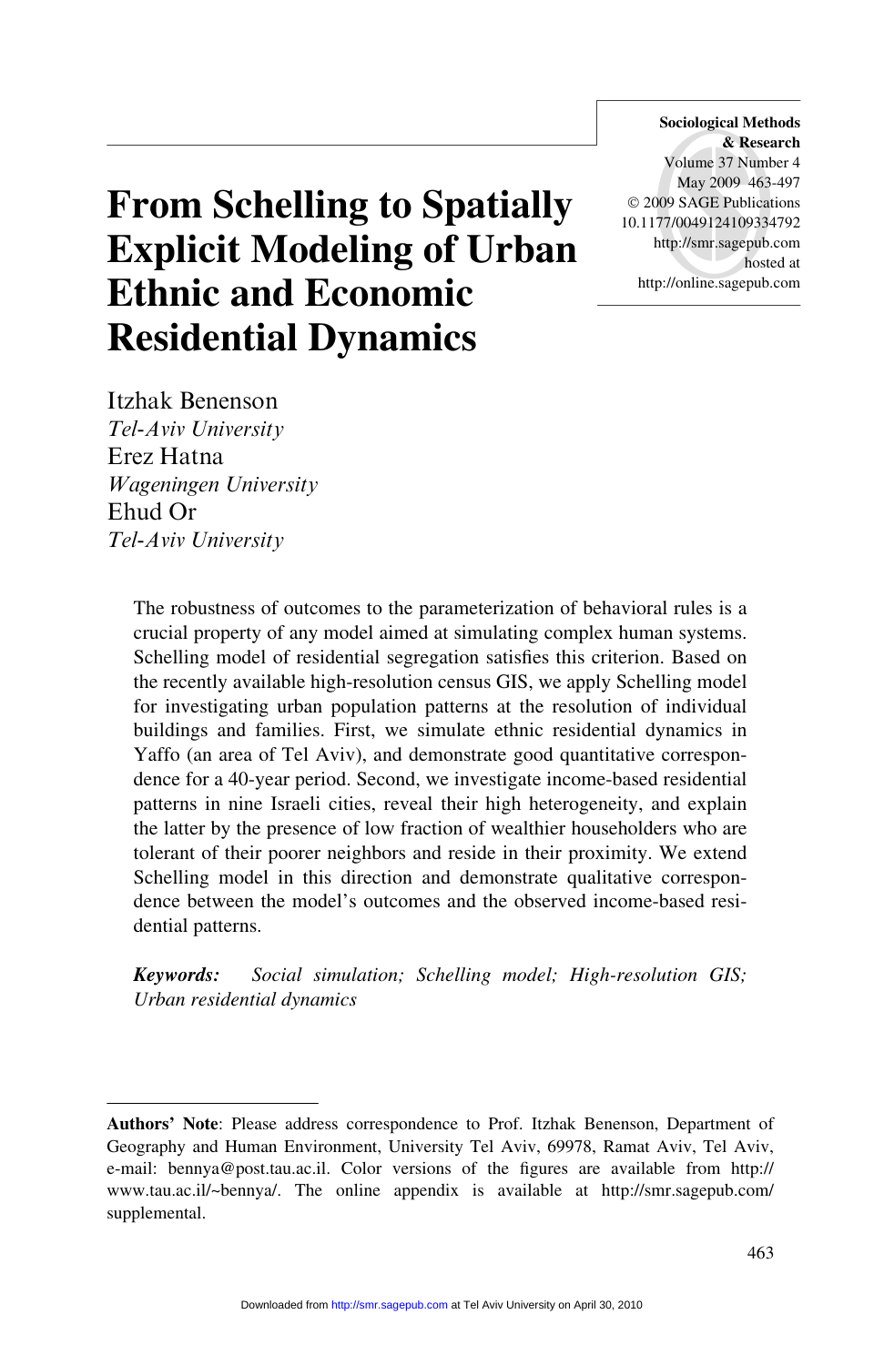# From Schelling to Spatially Explicit Modeling of Urban Ethnic and Economic Residential Dynamics

Itzhak Benenson
*Tel-Aviv University*
Erez Hatna
*Wageningen University*
Ehud Or
*Tel-Aviv University*

The robustness of outcomes to the parameterization of behavioral rules is a crucial property of any model aimed at simulating complex human systems. Schelling model of residential segregation satisfies this criterion. Based on the recently available high-resolution census GIS, we apply Schelling model for investigating urban population patterns at the resolution of individual buildings and families. First, we simulate ethnic residential dynamics in Yaffo (an area of Tel Aviv), and demonstrate good quantitative correspondence for a 40-year period. Second, we investigate income-based residential patterns in nine Israeli cities, reveal their high heterogeneity, and explain the latter by the presence of low fraction of wealthier householders who are tolerant of their poorer neighbors and reside in their proximity. We extend Schelling model in this direction and demonstrate qualitative correspondence between the model's outcomes and the observed income-based residential patterns.

***Keywords:*** *Social simulation; Schelling model; High-resolution GIS; Urban residential dynamics*

---

**Authors' Note**: Please address correspondence to Prof. Itzhak Benenson, Department of Geography and Human Environment, University Tel Aviv, 69978, Ramat Aviv, Tel Aviv, e-mail: bennya@post.tau.ac.il. Color versions of the figures are available from http://www.tau.ac.il/~bennya/. The online appendix is available at http://smr.sagepub.com/supplemental.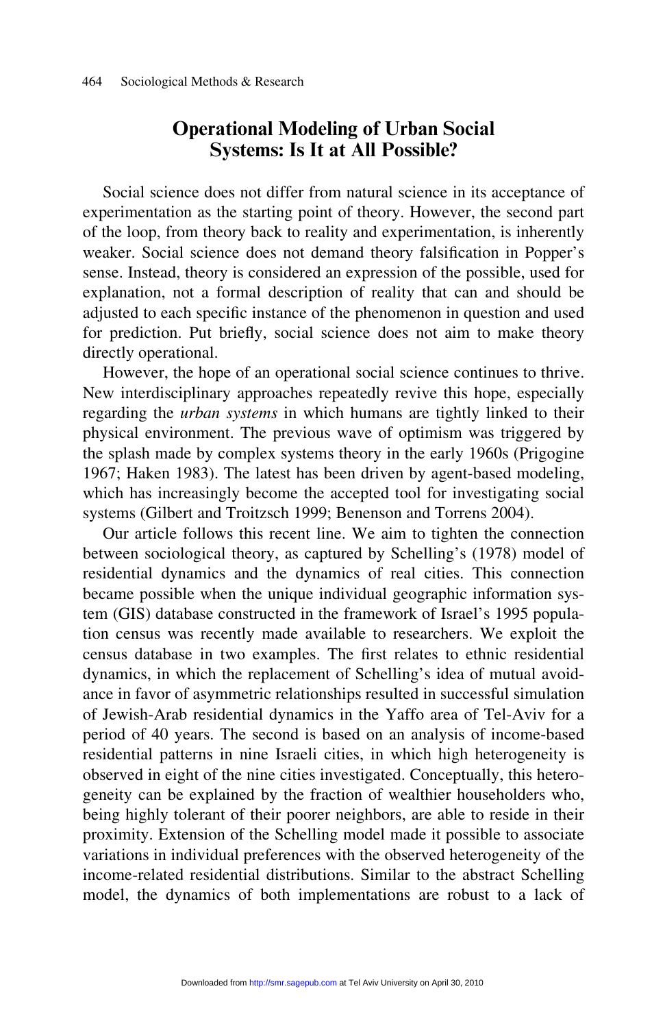## Operational Modeling of Urban Social Systems: Is It at All Possible?

Social science does not differ from natural science in its acceptance of experimentation as the starting point of theory. However, the second part of the loop, from theory back to reality and experimentation, is inherently weaker. Social science does not demand theory falsification in Popper's sense. Instead, theory is considered an expression of the possible, used for explanation, not a formal description of reality that can and should be adjusted to each specific instance of the phenomenon in question and used for prediction. Put briefly, social science does not aim to make theory directly operational.

However, the hope of an operational social science continues to thrive. New interdisciplinary approaches repeatedly revive this hope, especially regarding the *urban systems* in which humans are tightly linked to their physical environment. The previous wave of optimism was triggered by the splash made by complex systems theory in the early 1960s (Prigogine 1967; Haken 1983). The latest has been driven by agent-based modeling, which has increasingly become the accepted tool for investigating social systems (Gilbert and Troitzsch 1999; Benenson and Torrens 2004).

Our article follows this recent line. We aim to tighten the connection between sociological theory, as captured by Schelling's (1978) model of residential dynamics and the dynamics of real cities. This connection became possible when the unique individual geographic information system (GIS) database constructed in the framework of Israel's 1995 population census was recently made available to researchers. We exploit the census database in two examples. The first relates to ethnic residential dynamics, in which the replacement of Schelling's idea of mutual avoidance in favor of asymmetric relationships resulted in successful simulation of Jewish-Arab residential dynamics in the Yaffo area of Tel-Aviv for a period of 40 years. The second is based on an analysis of income-based residential patterns in nine Israeli cities, in which high heterogeneity is observed in eight of the nine cities investigated. Conceptually, this heterogeneity can be explained by the fraction of wealthier householders who, being highly tolerant of their poorer neighbors, are able to reside in their proximity. Extension of the Schelling model made it possible to associate variations in individual preferences with the observed heterogeneity of the income-related residential distributions. Similar to the abstract Schelling model, the dynamics of both implementations are robust to a lack of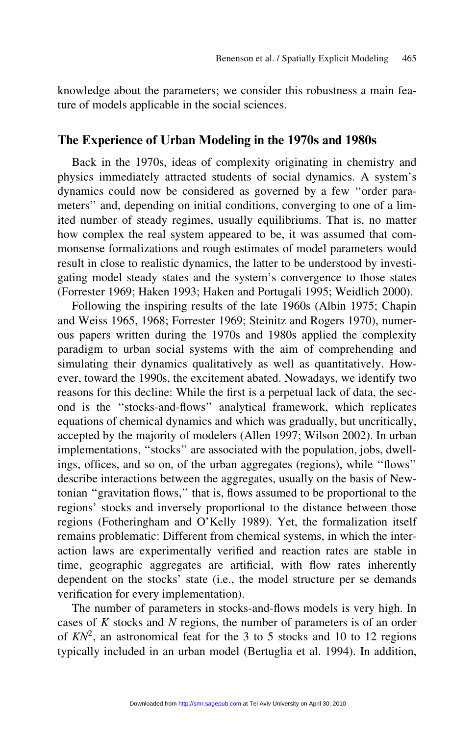knowledge about the parameters; we consider this robustness a main feature of models applicable in the social sciences.

## The Experience of Urban Modeling in the 1970s and 1980s

Back in the 1970s, ideas of complexity originating in chemistry and physics immediately attracted students of social dynamics. A system's dynamics could now be considered as governed by a few "order parameters" and, depending on initial conditions, converging to one of a limited number of steady regimes, usually equilibriums. That is, no matter how complex the real system appeared to be, it was assumed that commonsense formalizations and rough estimates of model parameters would result in close to realistic dynamics, the latter to be understood by investigating model steady states and the system's convergence to those states (Forrester 1969; Haken 1993; Haken and Portugali 1995; Weidlich 2000).

Following the inspiring results of the late 1960s (Albin 1975; Chapin and Weiss 1965, 1968; Forrester 1969; Steinitz and Rogers 1970), numerous papers written during the 1970s and 1980s applied the complexity paradigm to urban social systems with the aim of comprehending and simulating their dynamics qualitatively as well as quantitatively. However, toward the 1990s, the excitement abated. Nowadays, we identify two reasons for this decline: While the first is a perpetual lack of data, the second is the "stocks-and-flows" analytical framework, which replicates equations of chemical dynamics and which was gradually, but uncritically, accepted by the majority of modelers (Allen 1997; Wilson 2002). In urban implementations, "stocks" are associated with the population, jobs, dwellings, offices, and so on, of the urban aggregates (regions), while "flows" describe interactions between the aggregates, usually on the basis of Newtonian "gravitation flows," that is, flows assumed to be proportional to the regions' stocks and inversely proportional to the distance between those regions (Fotheringham and O'Kelly 1989). Yet, the formalization itself remains problematic: Different from chemical systems, in which the interaction laws are experimentally verified and reaction rates are stable in time, geographic aggregates are artificial, with flow rates inherently dependent on the stocks' state (i.e., the model structure per se demands verification for every implementation).

The number of parameters in stocks-and-flows models is very high. In cases of $K$ stocks and $N$ regions, the number of parameters is of an order of $KN^2$, an astronomical feat for the 3 to 5 stocks and 10 to 12 regions typically included in an urban model (Bertuglia et al. 1994). In addition,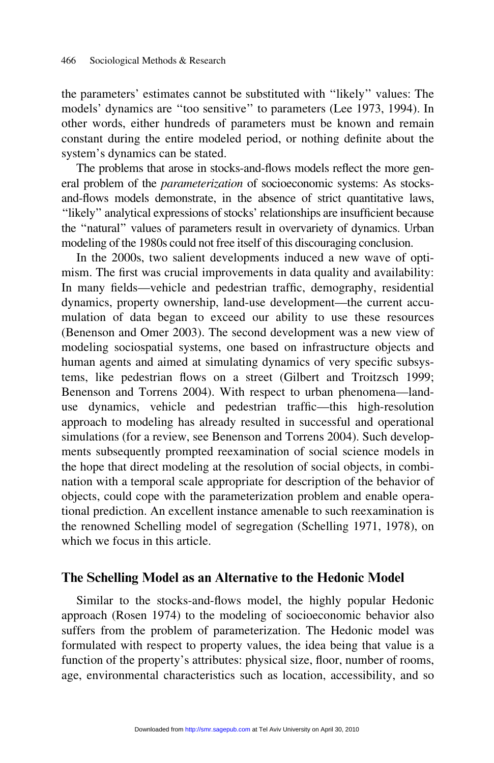the parameters' estimates cannot be substituted with "likely" values: The models' dynamics are "too sensitive" to parameters (Lee 1973, 1994). In other words, either hundreds of parameters must be known and remain constant during the entire modeled period, or nothing definite about the system's dynamics can be stated.

The problems that arose in stocks-and-flows models reflect the more general problem of the *parameterization* of socioeconomic systems: As stocks-and-flows models demonstrate, in the absence of strict quantitative laws, "likely" analytical expressions of stocks' relationships are insufficient because the "natural" values of parameters result in overvariety of dynamics. Urban modeling of the 1980s could not free itself of this discouraging conclusion.

In the 2000s, two salient developments induced a new wave of optimism. The first was crucial improvements in data quality and availability: In many fields—vehicle and pedestrian traffic, demography, residential dynamics, property ownership, land-use development—the current accumulation of data began to exceed our ability to use these resources (Benenson and Omer 2003). The second development was a new view of modeling sociospatial systems, one based on infrastructure objects and human agents and aimed at simulating dynamics of very specific subsystems, like pedestrian flows on a street (Gilbert and Troitzsch 1999; Benenson and Torrens 2004). With respect to urban phenomena—land-use dynamics, vehicle and pedestrian traffic—this high-resolution approach to modeling has already resulted in successful and operational simulations (for a review, see Benenson and Torrens 2004). Such developments subsequently prompted reexamination of social science models in the hope that direct modeling at the resolution of social objects, in combination with a temporal scale appropriate for description of the behavior of objects, could cope with the parameterization problem and enable operational prediction. An excellent instance amenable to such reexamination is the renowned Schelling model of segregation (Schelling 1971, 1978), on which we focus in this article.

## The Schelling Model as an Alternative to the Hedonic Model

Similar to the stocks-and-flows model, the highly popular Hedonic approach (Rosen 1974) to the modeling of socioeconomic behavior also suffers from the problem of parameterization. The Hedonic model was formulated with respect to property values, the idea being that value is a function of the property's attributes: physical size, floor, number of rooms, age, environmental characteristics such as location, accessibility, and so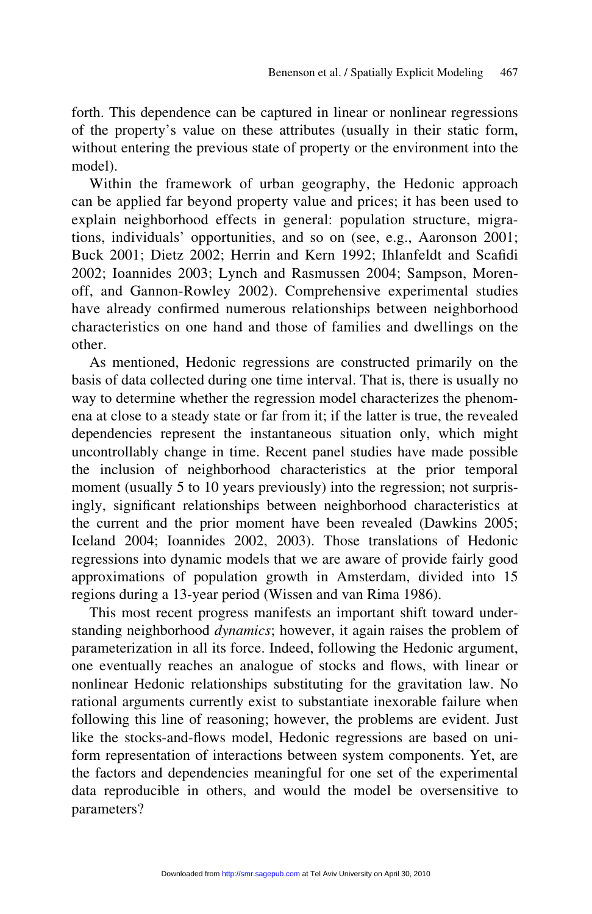forth. This dependence can be captured in linear or nonlinear regressions of the property's value on these attributes (usually in their static form, without entering the previous state of property or the environment into the model).

Within the framework of urban geography, the Hedonic approach can be applied far beyond property value and prices; it has been used to explain neighborhood effects in general: population structure, migrations, individuals' opportunities, and so on (see, e.g., Aaronson 2001; Buck 2001; Dietz 2002; Herrin and Kern 1992; Ihlanfeldt and Scafidi 2002; Ioannides 2003; Lynch and Rasmussen 2004; Sampson, Morenoff, and Gannon-Rowley 2002). Comprehensive experimental studies have already confirmed numerous relationships between neighborhood characteristics on one hand and those of families and dwellings on the other.

As mentioned, Hedonic regressions are constructed primarily on the basis of data collected during one time interval. That is, there is usually no way to determine whether the regression model characterizes the phenomena at close to a steady state or far from it; if the latter is true, the revealed dependencies represent the instantaneous situation only, which might uncontrollably change in time. Recent panel studies have made possible the inclusion of neighborhood characteristics at the prior temporal moment (usually 5 to 10 years previously) into the regression; not surprisingly, significant relationships between neighborhood characteristics at the current and the prior moment have been revealed (Dawkins 2005; Iceland 2004; Ioannides 2002, 2003). Those translations of Hedonic regressions into dynamic models that we are aware of provide fairly good approximations of population growth in Amsterdam, divided into 15 regions during a 13-year period (Wissen and van Rima 1986).

This most recent progress manifests an important shift toward understanding neighborhood *dynamics*; however, it again raises the problem of parameterization in all its force. Indeed, following the Hedonic argument, one eventually reaches an analogue of stocks and flows, with linear or nonlinear Hedonic relationships substituting for the gravitation law. No rational arguments currently exist to substantiate inexorable failure when following this line of reasoning; however, the problems are evident. Just like the stocks-and-flows model, Hedonic regressions are based on uniform representation of interactions between system components. Yet, are the factors and dependencies meaningful for one set of the experimental data reproducible in others, and would the model be oversensitive to parameters?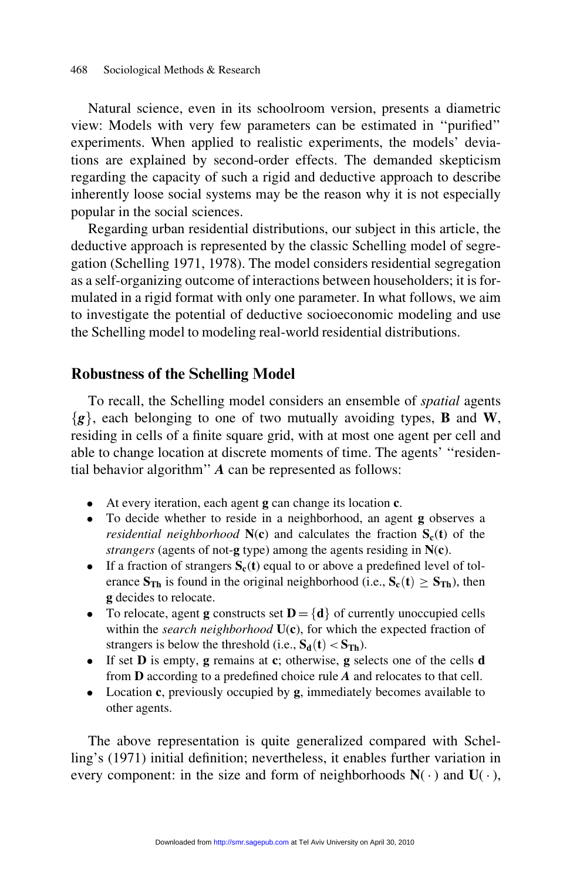Natural science, even in its schoolroom version, presents a diametric view: Models with very few parameters can be estimated in ''purified'' experiments. When applied to realistic experiments, the models' deviations are explained by second-order effects. The demanded skepticism regarding the capacity of such a rigid and deductive approach to describe inherently loose social systems may be the reason why it is not especially popular in the social sciences.

Regarding urban residential distributions, our subject in this article, the deductive approach is represented by the classic Schelling model of segregation (Schelling 1971, 1978). The model considers residential segregation as a self-organizing outcome of interactions between householders; it is formulated in a rigid format with only one parameter. In what follows, we aim to investigate the potential of deductive socioeconomic modeling and use the Schelling model to modeling real-world residential distributions.

## Robustness of the Schelling Model

To recall, the Schelling model considers an ensemble of *spatial* agents $\{g\}$, each belonging to one of two mutually avoiding types, **B** and **W**, residing in cells of a finite square grid, with at most one agent per cell and able to change location at discrete moments of time. The agents' ''residential behavior algorithm'' $\boldsymbol{A}$ can be represented as follows:

- At every iteration, each agent $\mathbf{g}$ can change its location $\mathbf{c}$.
- To decide whether to reside in a neighborhood, an agent $\mathbf{g}$ observes a *residential neighborhood* $\mathbf{N(c)}$ and calculates the fraction $\mathbf{S_c(t)}$ of the *strangers* (agents of not-$\mathbf{g}$ type) among the agents residing in $\mathbf{N(c)}$.
- If a fraction of strangers $\mathbf{S_c(t)}$ equal to or above a predefined level of tolerance $\mathbf{S_{Th}}$ is found in the original neighborhood (i.e., $\mathbf{S_c(t)} \geq \mathbf{S_{Th}}$), then $\mathbf{g}$ decides to relocate.
- To relocate, agent $\mathbf{g}$ constructs set $\mathbf{D} = \{\mathbf{d}\}$ of currently unoccupied cells within the *search neighborhood* $\mathbf{U(c)}$, for which the expected fraction of strangers is below the threshold (i.e., $\mathbf{S_d(t)} < \mathbf{S_{Th}}$).
- If set $\mathbf{D}$ is empty, $\mathbf{g}$ remains at $\mathbf{c}$; otherwise, $\mathbf{g}$ selects one of the cells $\mathbf{d}$ from $\mathbf{D}$ according to a predefined choice rule $\boldsymbol{A}$ and relocates to that cell.
- Location $\mathbf{c}$, previously occupied by $\mathbf{g}$, immediately becomes available to other agents.

The above representation is quite generalized compared with Schelling's (1971) initial definition; nevertheless, it enables further variation in every component: in the size and form of neighborhoods $\mathbf{N}(\cdot)$ and $\mathbf{U}(\cdot)$,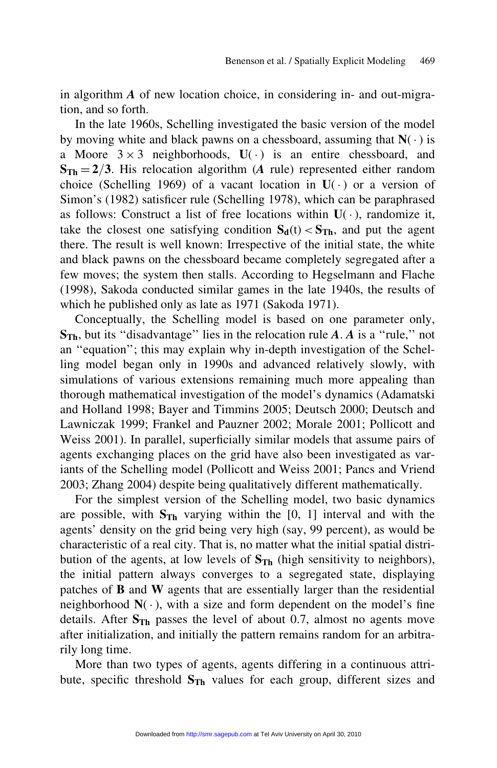in algorithm ***A*** of new location choice, in considering in- and out-migration, and so forth.

In the late 1960s, Schelling investigated the basic version of the model by moving white and black pawns on a chessboard, assuming that $\mathbf{N}(\cdot)$ is a Moore $3 \times 3$ neighborhoods, $\mathbf{U}(\cdot)$ is an entire chessboard, and $\mathbf{S_{Th}} = \mathbf{2/3}$. His relocation algorithm (***A*** rule) represented either random choice (Schelling 1969) of a vacant location in $\mathbf{U}(\cdot)$ or a version of Simon's (1982) satisficer rule (Schelling 1978), which can be paraphrased as follows: Construct a list of free locations within $\mathbf{U}(\cdot)$, randomize it, take the closest one satisfying condition $\mathbf{S_d}(t) < \mathbf{S_{Th}}$, and put the agent there. The result is well known: Irrespective of the initial state, the white and black pawns on the chessboard became completely segregated after a few moves; the system then stalls. According to Hegselmann and Flache (1998), Sakoda conducted similar games in the late 1940s, the results of which he published only as late as 1971 (Sakoda 1971).

Conceptually, the Schelling model is based on one parameter only, $\mathbf{S_{Th}}$, but its "disadvantage" lies in the relocation rule ***A***. ***A*** is a "rule," not an "equation"; this may explain why in-depth investigation of the Schelling model began only in 1990s and advanced relatively slowly, with simulations of various extensions remaining much more appealing than thorough mathematical investigation of the model's dynamics (Adamatski and Holland 1998; Bayer and Timmins 2005; Deutsch 2000; Deutsch and Lawniczak 1999; Frankel and Pauzner 2002; Morale 2001; Pollicott and Weiss 2001). In parallel, superficially similar models that assume pairs of agents exchanging places on the grid have also been investigated as variants of the Schelling model (Pollicott and Weiss 2001; Pancs and Vriend 2003; Zhang 2004) despite being qualitatively different mathematically.

For the simplest version of the Schelling model, two basic dynamics are possible, with $\mathbf{S_{Th}}$ varying within the [0, 1] interval and with the agents' density on the grid being very high (say, 99 percent), as would be characteristic of a real city. That is, no matter what the initial spatial distribution of the agents, at low levels of $\mathbf{S_{Th}}$ (high sensitivity to neighbors), the initial pattern always converges to a segregated state, displaying patches of **B** and **W** agents that are essentially larger than the residential neighborhood $\mathbf{N}(\cdot)$, with a size and form dependent on the model's fine details. After $\mathbf{S_{Th}}$ passes the level of about 0.7, almost no agents move after initialization, and initially the pattern remains random for an arbitrarily long time.

More than two types of agents, agents differing in a continuous attribute, specific threshold $\mathbf{S_{Th}}$ values for each group, different sizes and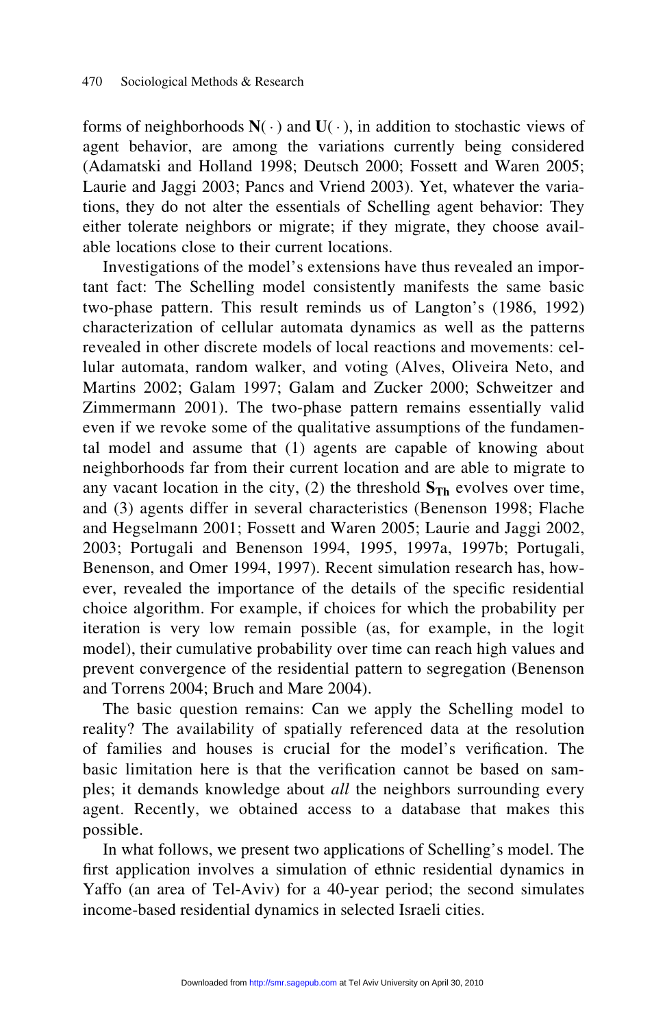forms of neighborhoods $\mathbf{N}(\cdot)$ and $\mathbf{U}(\cdot)$, in addition to stochastic views of agent behavior, are among the variations currently being considered (Adamatski and Holland 1998; Deutsch 2000; Fossett and Waren 2005; Laurie and Jaggi 2003; Pancs and Vriend 2003). Yet, whatever the variations, they do not alter the essentials of Schelling agent behavior: They either tolerate neighbors or migrate; if they migrate, they choose available locations close to their current locations.

Investigations of the model's extensions have thus revealed an important fact: The Schelling model consistently manifests the same basic two-phase pattern. This result reminds us of Langton's (1986, 1992) characterization of cellular automata dynamics as well as the patterns revealed in other discrete models of local reactions and movements: cellular automata, random walker, and voting (Alves, Oliveira Neto, and Martins 2002; Galam 1997; Galam and Zucker 2000; Schweitzer and Zimmermann 2001). The two-phase pattern remains essentially valid even if we revoke some of the qualitative assumptions of the fundamental model and assume that (1) agents are capable of knowing about neighborhoods far from their current location and are able to migrate to any vacant location in the city, (2) the threshold $\mathbf{S_{Th}}$ evolves over time, and (3) agents differ in several characteristics (Benenson 1998; Flache and Hegselmann 2001; Fossett and Waren 2005; Laurie and Jaggi 2002, 2003; Portugali and Benenson 1994, 1995, 1997a, 1997b; Portugali, Benenson, and Omer 1994, 1997). Recent simulation research has, however, revealed the importance of the details of the specific residential choice algorithm. For example, if choices for which the probability per iteration is very low remain possible (as, for example, in the logit model), their cumulative probability over time can reach high values and prevent convergence of the residential pattern to segregation (Benenson and Torrens 2004; Bruch and Mare 2004).

The basic question remains: Can we apply the Schelling model to reality? The availability of spatially referenced data at the resolution of families and houses is crucial for the model's verification. The basic limitation here is that the verification cannot be based on samples; it demands knowledge about *all* the neighbors surrounding every agent. Recently, we obtained access to a database that makes this possible.

In what follows, we present two applications of Schelling's model. The first application involves a simulation of ethnic residential dynamics in Yaffo (an area of Tel-Aviv) for a 40-year period; the second simulates income-based residential dynamics in selected Israeli cities.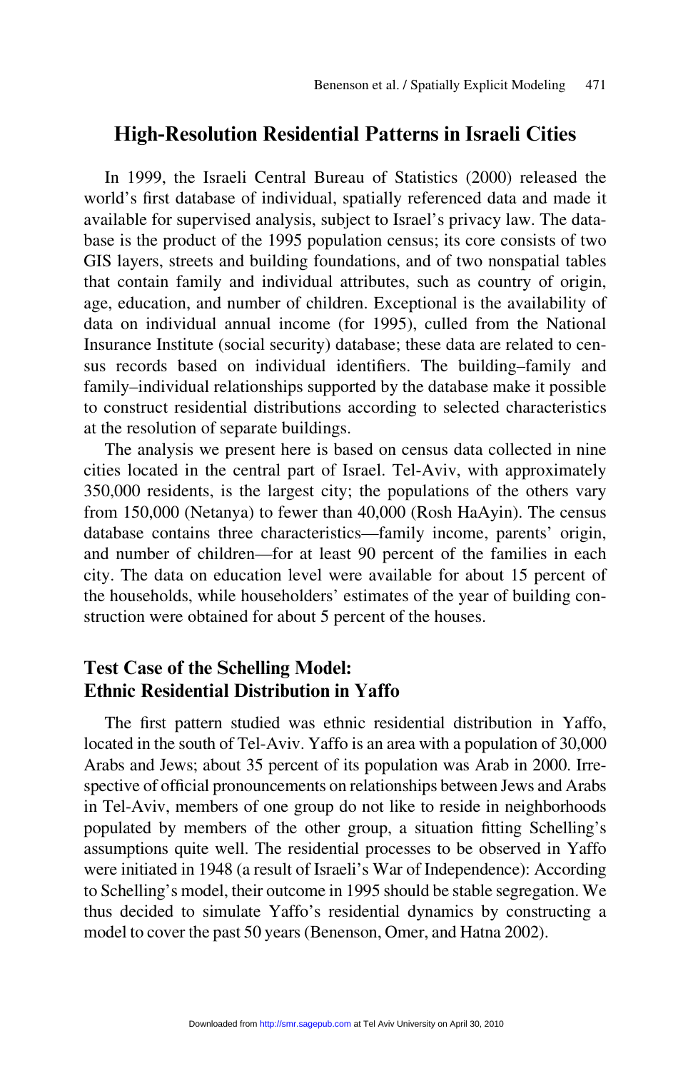## High-Resolution Residential Patterns in Israeli Cities

In 1999, the Israeli Central Bureau of Statistics (2000) released the world's first database of individual, spatially referenced data and made it available for supervised analysis, subject to Israel's privacy law. The database is the product of the 1995 population census; its core consists of two GIS layers, streets and building foundations, and of two nonspatial tables that contain family and individual attributes, such as country of origin, age, education, and number of children. Exceptional is the availability of data on individual annual income (for 1995), culled from the National Insurance Institute (social security) database; these data are related to census records based on individual identifiers. The building–family and family–individual relationships supported by the database make it possible to construct residential distributions according to selected characteristics at the resolution of separate buildings.

The analysis we present here is based on census data collected in nine cities located in the central part of Israel. Tel-Aviv, with approximately 350,000 residents, is the largest city; the populations of the others vary from 150,000 (Netanya) to fewer than 40,000 (Rosh HaAyin). The census database contains three characteristics—family income, parents' origin, and number of children—for at least 90 percent of the families in each city. The data on education level were available for about 15 percent of the households, while householders' estimates of the year of building construction were obtained for about 5 percent of the houses.

### Test Case of the Schelling Model: Ethnic Residential Distribution in Yaffo

The first pattern studied was ethnic residential distribution in Yaffo, located in the south of Tel-Aviv. Yaffo is an area with a population of 30,000 Arabs and Jews; about 35 percent of its population was Arab in 2000. Irrespective of official pronouncements on relationships between Jews and Arabs in Tel-Aviv, members of one group do not like to reside in neighborhoods populated by members of the other group, a situation fitting Schelling's assumptions quite well. The residential processes to be observed in Yaffo were initiated in 1948 (a result of Israeli's War of Independence): According to Schelling's model, their outcome in 1995 should be stable segregation. We thus decided to simulate Yaffo's residential dynamics by constructing a model to cover the past 50 years (Benenson, Omer, and Hatna 2002).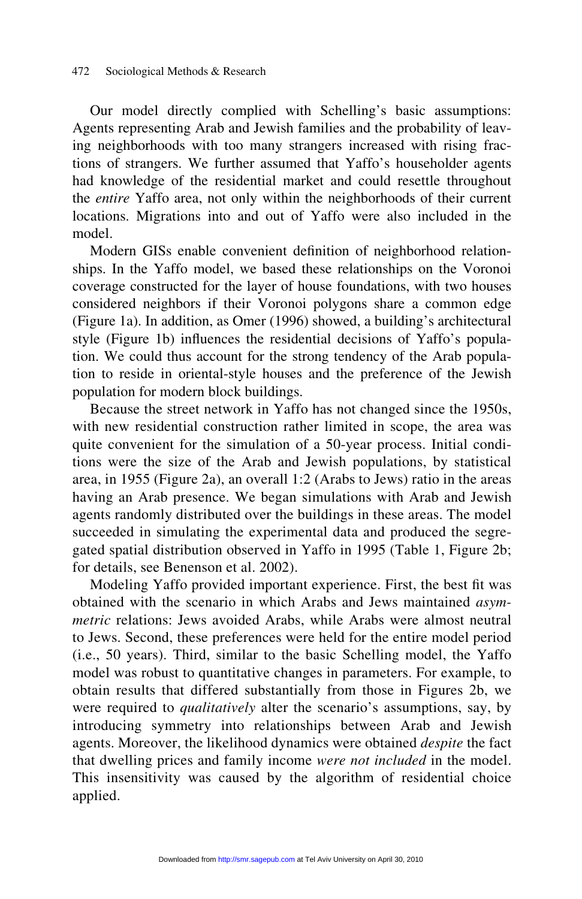Our model directly complied with Schelling's basic assumptions: Agents representing Arab and Jewish families and the probability of leaving neighborhoods with too many strangers increased with rising fractions of strangers. We further assumed that Yaffo's householder agents had knowledge of the residential market and could resettle throughout the *entire* Yaffo area, not only within the neighborhoods of their current locations. Migrations into and out of Yaffo were also included in the model.

Modern GISs enable convenient definition of neighborhood relationships. In the Yaffo model, we based these relationships on the Voronoi coverage constructed for the layer of house foundations, with two houses considered neighbors if their Voronoi polygons share a common edge (Figure 1a). In addition, as Omer (1996) showed, a building's architectural style (Figure 1b) influences the residential decisions of Yaffo's population. We could thus account for the strong tendency of the Arab population to reside in oriental-style houses and the preference of the Jewish population for modern block buildings.

Because the street network in Yaffo has not changed since the 1950s, with new residential construction rather limited in scope, the area was quite convenient for the simulation of a 50-year process. Initial conditions were the size of the Arab and Jewish populations, by statistical area, in 1955 (Figure 2a), an overall 1:2 (Arabs to Jews) ratio in the areas having an Arab presence. We began simulations with Arab and Jewish agents randomly distributed over the buildings in these areas. The model succeeded in simulating the experimental data and produced the segregated spatial distribution observed in Yaffo in 1995 (Table 1, Figure 2b; for details, see Benenson et al. 2002).

Modeling Yaffo provided important experience. First, the best fit was obtained with the scenario in which Arabs and Jews maintained *asymmetric* relations: Jews avoided Arabs, while Arabs were almost neutral to Jews. Second, these preferences were held for the entire model period (i.e., 50 years). Third, similar to the basic Schelling model, the Yaffo model was robust to quantitative changes in parameters. For example, to obtain results that differed substantially from those in Figures 2b, we were required to *qualitatively* alter the scenario's assumptions, say, by introducing symmetry into relationships between Arab and Jewish agents. Moreover, the likelihood dynamics were obtained *despite* the fact that dwelling prices and family income *were not included* in the model. This insensitivity was caused by the algorithm of residential choice applied.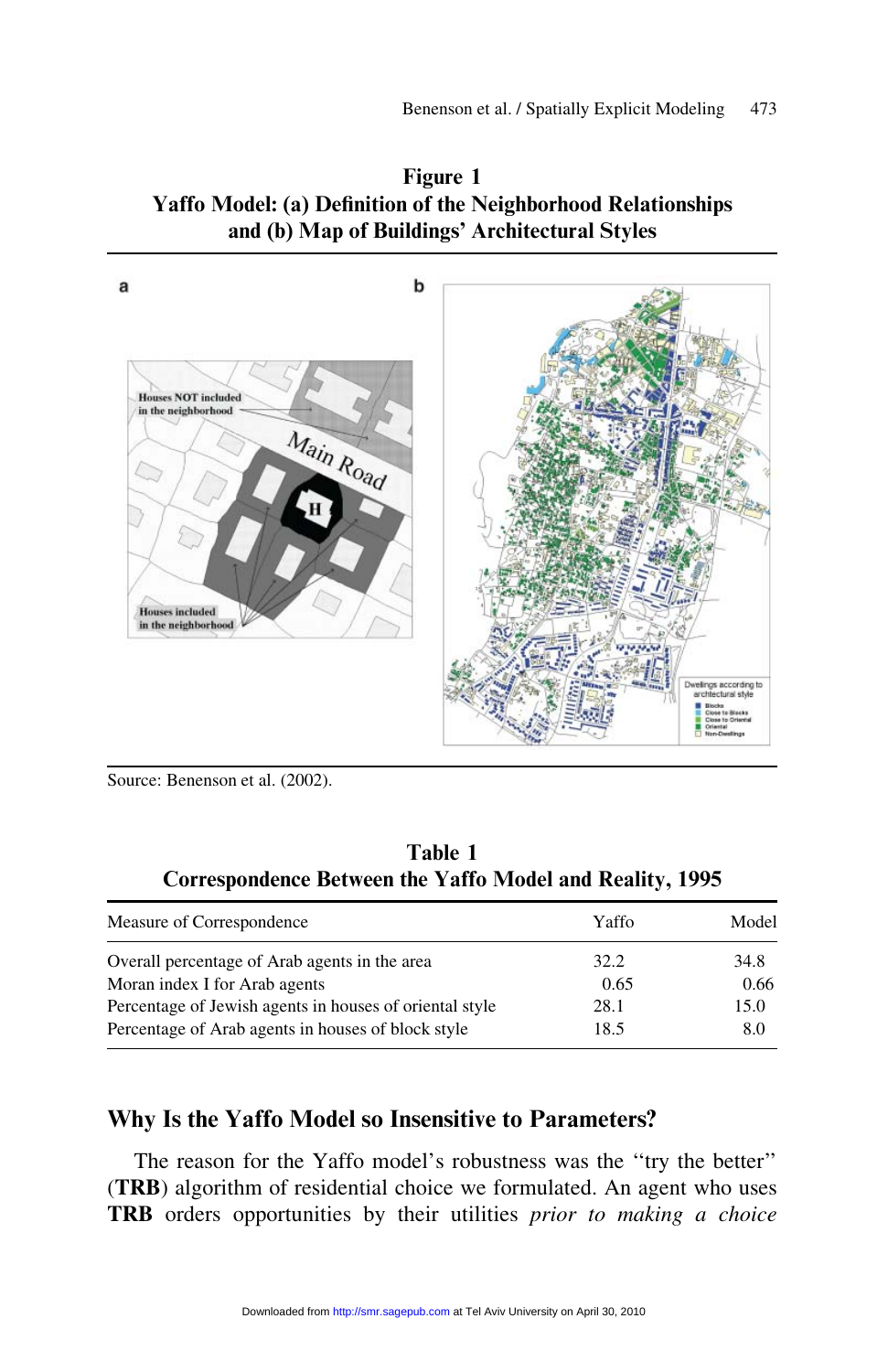**Figure 1**
**Yaffo Model: (a) Definition of the Neighborhood Relationships and (b) Map of Buildings' Architectural Styles**

Source: Benenson et al. (2002).

**Table 1**
**Correspondence Between the Yaffo Model and Reality, 1995**

| Measure of Correspondence | Yaffo | Model |
|---|---|---|
| Overall percentage of Arab agents in the area | 32.2 | 34.8 |
| Moran index I for Arab agents | 0.65 | 0.66 |
| Percentage of Jewish agents in houses of oriental style | 28.1 | 15.0 |
| Percentage of Arab agents in houses of block style | 18.5 | 8.0 |

## Why Is the Yaffo Model so Insensitive to Parameters?

The reason for the Yaffo model's robustness was the "try the better" (**TRB**) algorithm of residential choice we formulated. An agent who uses **TRB** orders opportunities by their utilities *prior to making a choice*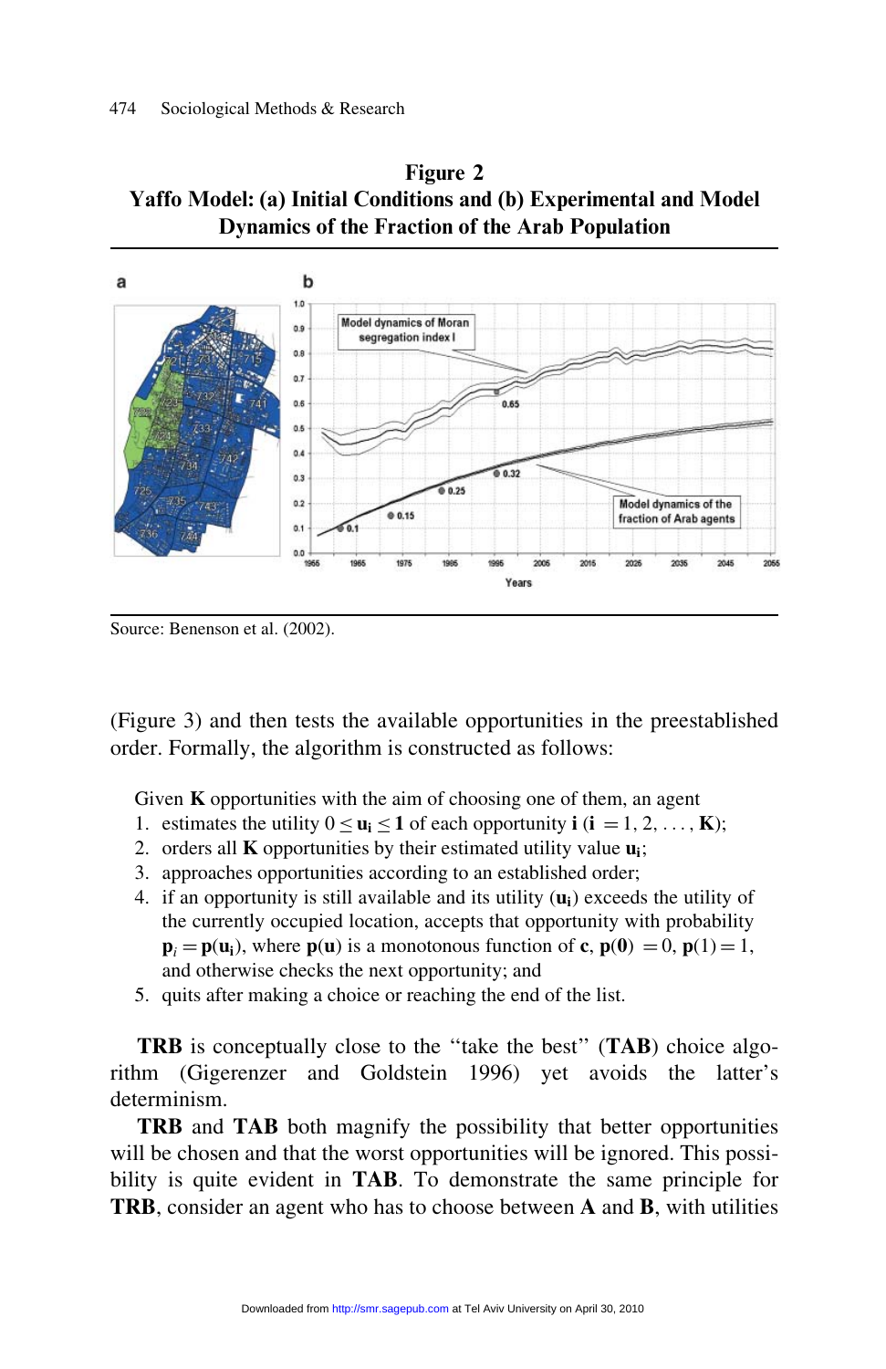**Figure 2**
**Yaffo Model: (a) Initial Conditions and (b) Experimental and Model Dynamics of the Fraction of the Arab Population**

Source: Benenson et al. (2002).

(Figure 3) and then tests the available opportunities in the preestablished order. Formally, the algorithm is constructed as follows:

Given **K** opportunities with the aim of choosing one of them, an agent

1. estimates the utility $0 \leq \mathbf{u_i} \leq \mathbf{1}$ of each opportunity **i** ($\mathbf{i} = 1, 2, \ldots, \mathbf{K}$);
2. orders all **K** opportunities by their estimated utility value $\mathbf{u_i}$;
3. approaches opportunities according to an established order;
4. if an opportunity is still available and its utility ($\mathbf{u_i}$) exceeds the utility of the currently occupied location, accepts that opportunity with probability $\mathbf{p}_i = \mathbf{p}(\mathbf{u_i})$, where $\mathbf{p}(\mathbf{u})$ is a monotonous function of **c**, $\mathbf{p}(\mathbf{0}) = 0$, $\mathbf{p}(1) = 1$, and otherwise checks the next opportunity; and
5. quits after making a choice or reaching the end of the list.

**TRB** is conceptually close to the "take the best" (**TAB**) choice algorithm (Gigerenzer and Goldstein 1996) yet avoids the latter's determinism.

**TRB** and **TAB** both magnify the possibility that better opportunities will be chosen and that the worst opportunities will be ignored. This possibility is quite evident in **TAB**. To demonstrate the same principle for **TRB**, consider an agent who has to choose between **A** and **B**, with utilities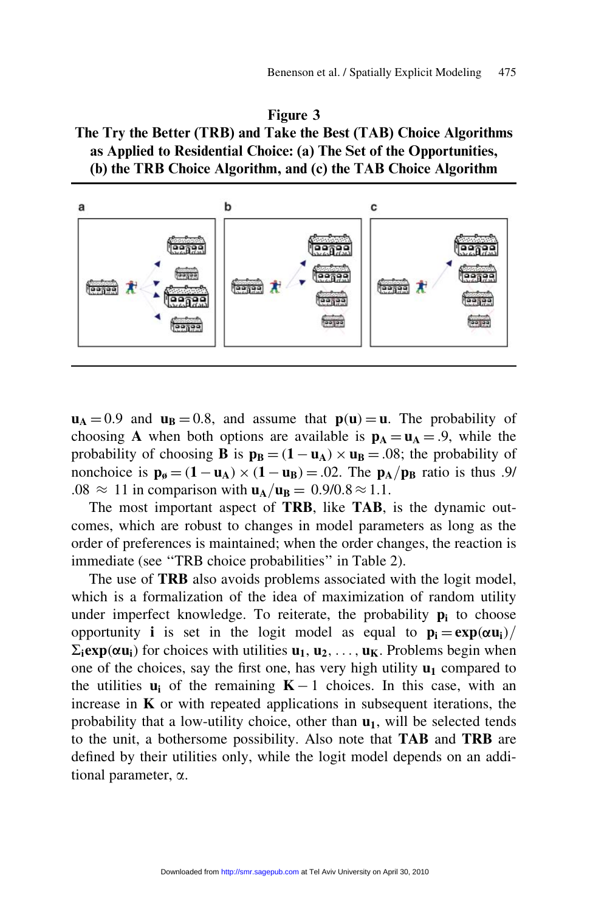**Figure 3**
**The Try the Better (TRB) and Take the Best (TAB) Choice Algorithms as Applied to Residential Choice: (a) The Set of the Opportunities, (b) the TRB Choice Algorithm, and (c) the TAB Choice Algorithm**

$\mathbf{u_A} = 0.9$ and $\mathbf{u_B} = 0.8$, and assume that $\mathbf{p(u)} = \mathbf{u}$. The probability of choosing **A** when both options are available is $\mathbf{p_A} = \mathbf{u_A} = .9$, while the probability of choosing **B** is $\mathbf{p_B} = (\mathbf{1} - \mathbf{u_A}) \times \mathbf{u_B} = .08$; the probability of nonchoice is $\mathbf{p_\emptyset} = (\mathbf{1} - \mathbf{u_A}) \times (\mathbf{1} - \mathbf{u_B}) = .02$. The $\mathbf{p_A}/\mathbf{p_B}$ ratio is thus $.9/.08 \approx 11$ in comparison with $\mathbf{u_A}/\mathbf{u_B} = 0.9/0.8 \approx 1.1$.

The most important aspect of **TRB**, like **TAB**, is the dynamic outcomes, which are robust to changes in model parameters as long as the order of preferences is maintained; when the order changes, the reaction is immediate (see "TRB choice probabilities" in Table 2).

The use of **TRB** also avoids problems associated with the logit model, which is a formalization of the idea of maximization of random utility under imperfect knowledge. To reiterate, the probability $\mathbf{p_i}$ to choose opportunity **i** is set in the logit model as equal to $\mathbf{p_i} = \mathbf{exp}(\alpha\mathbf{u_i})/\Sigma_\mathbf{i}\mathbf{exp}(\alpha\mathbf{u_i})$ for choices with utilities $\mathbf{u_1}, \mathbf{u_2}, \ldots, \mathbf{u_K}$. Problems begin when one of the choices, say the first one, has very high utility $\mathbf{u_1}$ compared to the utilities $\mathbf{u_i}$ of the remaining $\mathbf{K} - 1$ choices. In this case, with an increase in **K** or with repeated applications in subsequent iterations, the probability that a low-utility choice, other than $\mathbf{u_1}$, will be selected tends to the unit, a bothersome possibility. Also note that **TAB** and **TRB** are defined by their utilities only, while the logit model depends on an additional parameter, $\alpha$.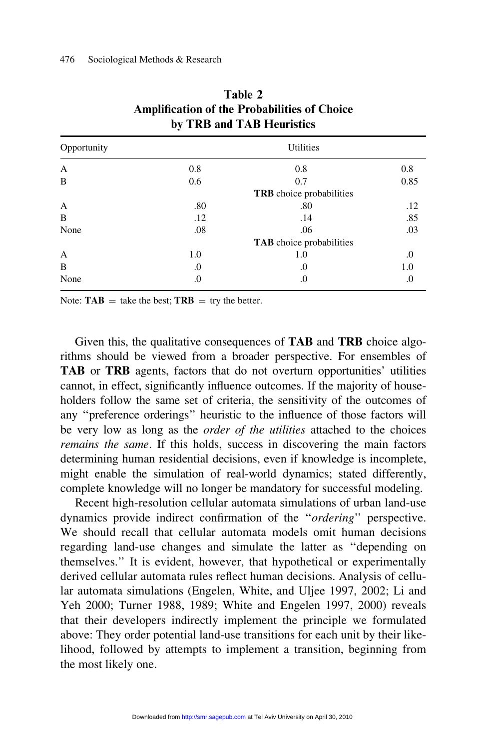**Table 2**
**Amplification of the Probabilities of Choice by TRB and TAB Heuristics**

| Opportunity | Utilities | | |
|---|---|---|---|
| A | 0.8 | 0.8 | 0.8 |
| B | 0.6 | 0.7 | 0.85 |
| | | **TRB** choice probabilities | |
| A | .80 | .80 | .12 |
| B | .12 | .14 | .85 |
| None | .08 | .06 | .03 |
| | | **TAB** choice probabilities | |
| A | 1.0 | 1.0 | .0 |
| B | .0 | .0 | 1.0 |
| None | .0 | .0 | .0 |

Note: **TAB** = take the best; **TRB** = try the better.

Given this, the qualitative consequences of **TAB** and **TRB** choice algorithms should be viewed from a broader perspective. For ensembles of **TAB** or **TRB** agents, factors that do not overturn opportunities' utilities cannot, in effect, significantly influence outcomes. If the majority of householders follow the same set of criteria, the sensitivity of the outcomes of any "preference orderings" heuristic to the influence of those factors will be very low as long as the *order of the utilities* attached to the choices *remains the same*. If this holds, success in discovering the main factors determining human residential decisions, even if knowledge is incomplete, might enable the simulation of real-world dynamics; stated differently, complete knowledge will no longer be mandatory for successful modeling.

Recent high-resolution cellular automata simulations of urban land-use dynamics provide indirect confirmation of the "*ordering*" perspective. We should recall that cellular automata models omit human decisions regarding land-use changes and simulate the latter as "depending on themselves." It is evident, however, that hypothetical or experimentally derived cellular automata rules reflect human decisions. Analysis of cellular automata simulations (Engelen, White, and Uljee 1997, 2002; Li and Yeh 2000; Turner 1988, 1989; White and Engelen 1997, 2000) reveals that their developers indirectly implement the principle we formulated above: They order potential land-use transitions for each unit by their likelihood, followed by attempts to implement a transition, beginning from the most likely one.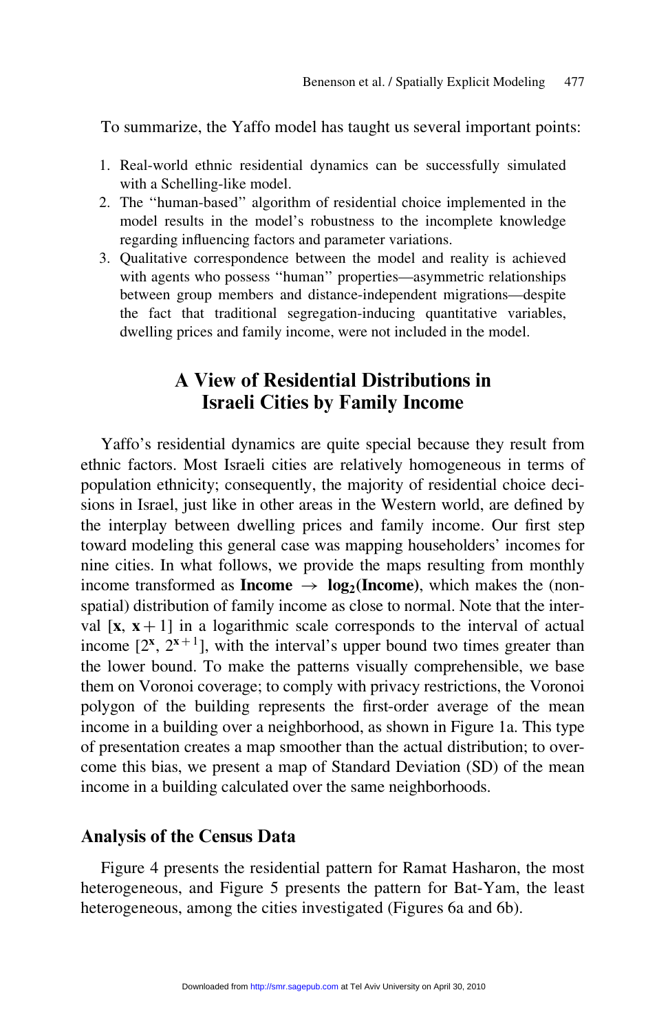To summarize, the Yaffo model has taught us several important points:

1. Real-world ethnic residential dynamics can be successfully simulated with a Schelling-like model.
2. The "human-based" algorithm of residential choice implemented in the model results in the model's robustness to the incomplete knowledge regarding influencing factors and parameter variations.
3. Qualitative correspondence between the model and reality is achieved with agents who possess "human" properties—asymmetric relationships between group members and distance-independent migrations—despite the fact that traditional segregation-inducing quantitative variables, dwelling prices and family income, were not included in the model.

## A View of Residential Distributions in Israeli Cities by Family Income

Yaffo's residential dynamics are quite special because they result from ethnic factors. Most Israeli cities are relatively homogeneous in terms of population ethnicity; consequently, the majority of residential choice decisions in Israel, just like in other areas in the Western world, are defined by the interplay between dwelling prices and family income. Our first step toward modeling this general case was mapping householders' incomes for nine cities. In what follows, we provide the maps resulting from monthly income transformed as **Income** $\rightarrow$ $\mathbf{log_2(Income)}$, which makes the (non-spatial) distribution of family income as close to normal. Note that the interval $[\mathbf{x}, \mathbf{x}+1]$ in a logarithmic scale corresponds to the interval of actual income $[2^{\mathbf{x}}, 2^{\mathbf{x}+1}]$, with the interval's upper bound two times greater than the lower bound. To make the patterns visually comprehensible, we base them on Voronoi coverage; to comply with privacy restrictions, the Voronoi polygon of the building represents the first-order average of the mean income in a building over a neighborhood, as shown in Figure 1a. This type of presentation creates a map smoother than the actual distribution; to overcome this bias, we present a map of Standard Deviation (SD) of the mean income in a building calculated over the same neighborhoods.

### Analysis of the Census Data

Figure 4 presents the residential pattern for Ramat Hasharon, the most heterogeneous, and Figure 5 presents the pattern for Bat-Yam, the least heterogeneous, among the cities investigated (Figures 6a and 6b).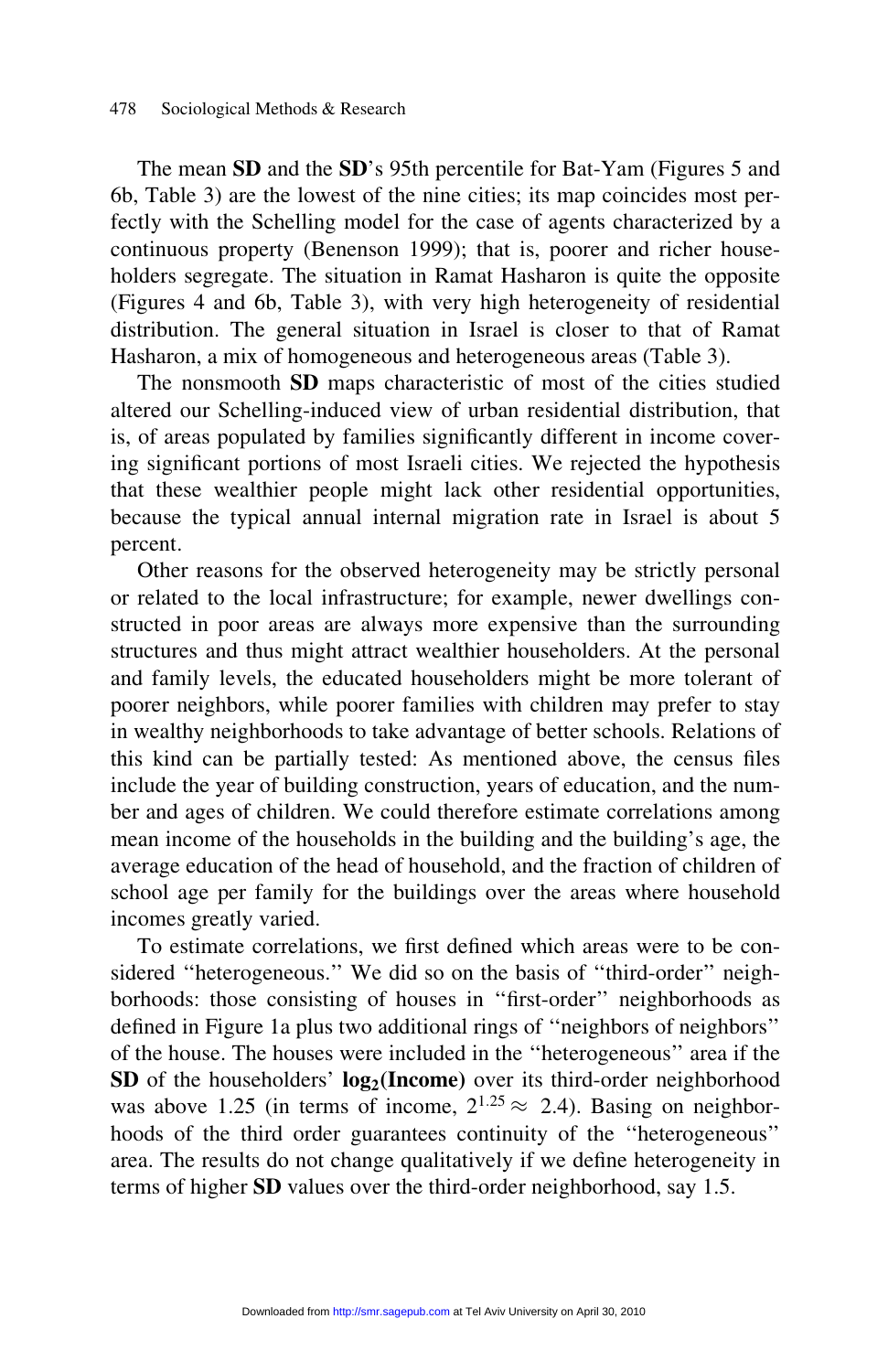The mean **SD** and the **SD**'s 95th percentile for Bat-Yam (Figures 5 and 6b, Table 3) are the lowest of the nine cities; its map coincides most perfectly with the Schelling model for the case of agents characterized by a continuous property (Benenson 1999); that is, poorer and richer householders segregate. The situation in Ramat Hasharon is quite the opposite (Figures 4 and 6b, Table 3), with very high heterogeneity of residential distribution. The general situation in Israel is closer to that of Ramat Hasharon, a mix of homogeneous and heterogeneous areas (Table 3).

The nonsmooth **SD** maps characteristic of most of the cities studied altered our Schelling-induced view of urban residential distribution, that is, of areas populated by families significantly different in income covering significant portions of most Israeli cities. We rejected the hypothesis that these wealthier people might lack other residential opportunities, because the typical annual internal migration rate in Israel is about 5 percent.

Other reasons for the observed heterogeneity may be strictly personal or related to the local infrastructure; for example, newer dwellings constructed in poor areas are always more expensive than the surrounding structures and thus might attract wealthier householders. At the personal and family levels, the educated householders might be more tolerant of poorer neighbors, while poorer families with children may prefer to stay in wealthy neighborhoods to take advantage of better schools. Relations of this kind can be partially tested: As mentioned above, the census files include the year of building construction, years of education, and the number and ages of children. We could therefore estimate correlations among mean income of the households in the building and the building's age, the average education of the head of household, and the fraction of children of school age per family for the buildings over the areas where household incomes greatly varied.

To estimate correlations, we first defined which areas were to be considered "heterogeneous." We did so on the basis of "third-order" neighborhoods: those consisting of houses in "first-order" neighborhoods as defined in Figure 1a plus two additional rings of "neighbors of neighbors" of the house. The houses were included in the "heterogeneous" area if the **SD** of the householders' $\mathbf{log_2(Income)}$ over its third-order neighborhood was above 1.25 (in terms of income, $2^{1.25} \approx 2.4$). Basing on neighborhoods of the third order guarantees continuity of the "heterogeneous" area. The results do not change qualitatively if we define heterogeneity in terms of higher **SD** values over the third-order neighborhood, say 1.5.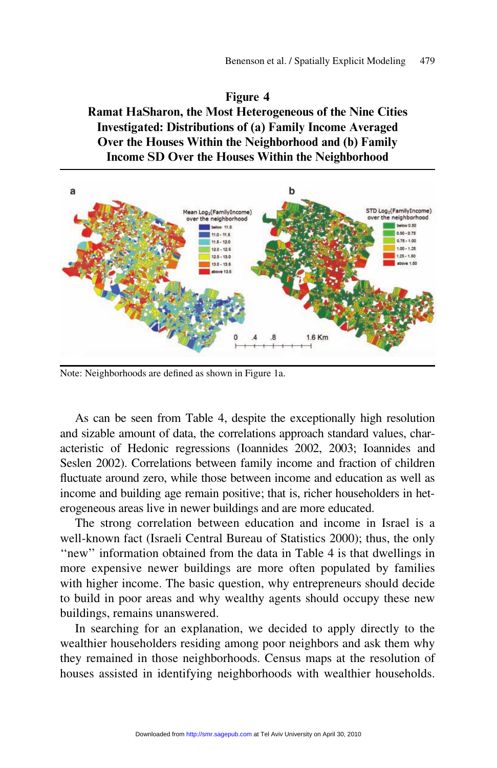**Figure 4**
**Ramat HaSharon, the Most Heterogeneous of the Nine Cities Investigated: Distributions of (a) Family Income Averaged Over the Houses Within the Neighborhood and (b) Family Income SD Over the Houses Within the Neighborhood**

Note: Neighborhoods are defined as shown in Figure 1a.

As can be seen from Table 4, despite the exceptionally high resolution and sizable amount of data, the correlations approach standard values, characteristic of Hedonic regressions (Ioannides 2002, 2003; Ioannides and Seslen 2002). Correlations between family income and fraction of children fluctuate around zero, while those between income and education as well as income and building age remain positive; that is, richer householders in heterogeneous areas live in newer buildings and are more educated.

The strong correlation between education and income in Israel is a well-known fact (Israeli Central Bureau of Statistics 2000); thus, the only ''new'' information obtained from the data in Table 4 is that dwellings in more expensive newer buildings are more often populated by families with higher income. The basic question, why entrepreneurs should decide to build in poor areas and why wealthy agents should occupy these new buildings, remains unanswered.

In searching for an explanation, we decided to apply directly to the wealthier householders residing among poor neighbors and ask them why they remained in those neighborhoods. Census maps at the resolution of houses assisted in identifying neighborhoods with wealthier households.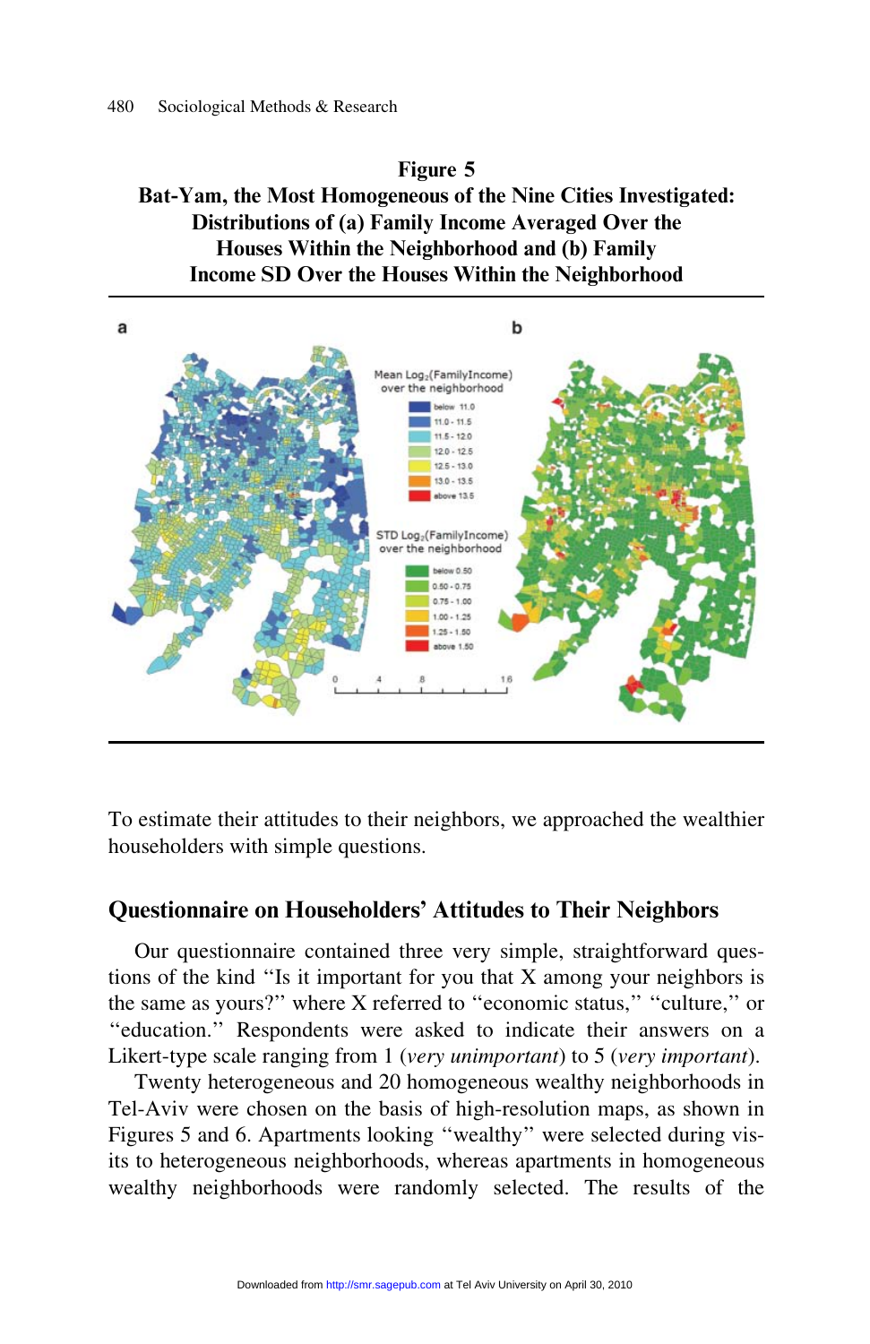**Figure 5**
**Bat-Yam, the Most Homogeneous of the Nine Cities Investigated: Distributions of (a) Family Income Averaged Over the Houses Within the Neighborhood and (b) Family Income SD Over the Houses Within the Neighborhood**

To estimate their attitudes to their neighbors, we approached the wealthier householders with simple questions.

## Questionnaire on Householders' Attitudes to Their Neighbors

Our questionnaire contained three very simple, straightforward questions of the kind "Is it important for you that X among your neighbors is the same as yours?" where X referred to "economic status," "culture," or "education." Respondents were asked to indicate their answers on a Likert-type scale ranging from 1 (*very unimportant*) to 5 (*very important*).

Twenty heterogeneous and 20 homogeneous wealthy neighborhoods in Tel-Aviv were chosen on the basis of high-resolution maps, as shown in Figures 5 and 6. Apartments looking "wealthy" were selected during visits to heterogeneous neighborhoods, whereas apartments in homogeneous wealthy neighborhoods were randomly selected. The results of the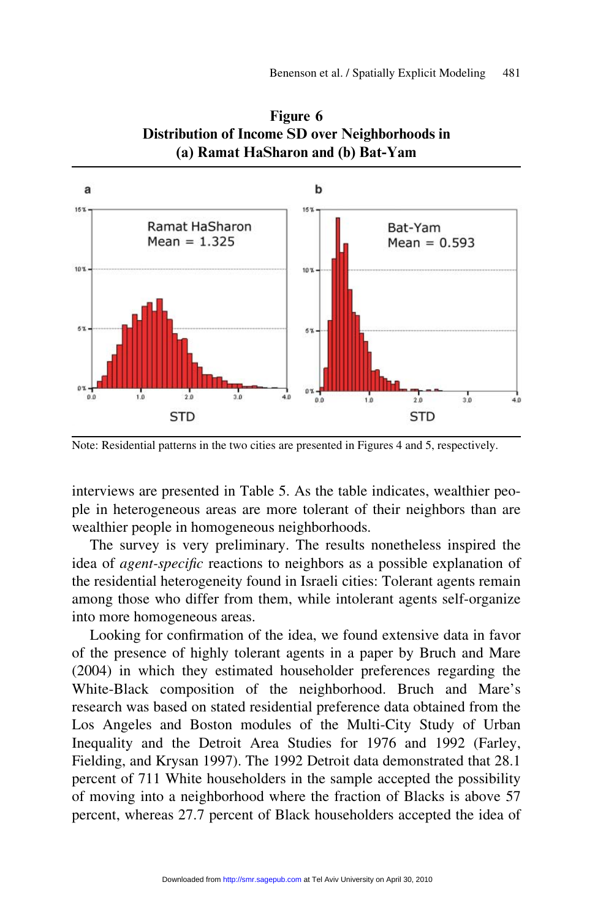**Figure 6**
**Distribution of Income SD over Neighborhoods in (a) Ramat HaSharon and (b) Bat-Yam**

Note: Residential patterns in the two cities are presented in Figures 4 and 5, respectively.

interviews are presented in Table 5. As the table indicates, wealthier people in heterogeneous areas are more tolerant of their neighbors than are wealthier people in homogeneous neighborhoods.

The survey is very preliminary. The results nonetheless inspired the idea of *agent-specific* reactions to neighbors as a possible explanation of the residential heterogeneity found in Israeli cities: Tolerant agents remain among those who differ from them, while intolerant agents self-organize into more homogeneous areas.

Looking for confirmation of the idea, we found extensive data in favor of the presence of highly tolerant agents in a paper by Bruch and Mare (2004) in which they estimated householder preferences regarding the White-Black composition of the neighborhood. Bruch and Mare's research was based on stated residential preference data obtained from the Los Angeles and Boston modules of the Multi-City Study of Urban Inequality and the Detroit Area Studies for 1976 and 1992 (Farley, Fielding, and Krysan 1997). The 1992 Detroit data demonstrated that 28.1 percent of 711 White householders in the sample accepted the possibility of moving into a neighborhood where the fraction of Blacks is above 57 percent, whereas 27.7 percent of Black householders accepted the idea of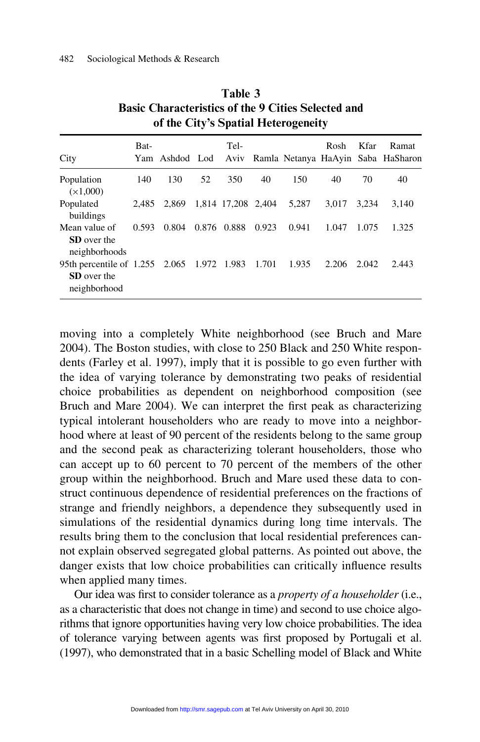**Table 3**
**Basic Characteristics of the 9 Cities Selected and of the City's Spatial Heterogeneity**

| City | Bat-Yam | Ashdod | Lod | Tel-Aviv | Ramla | Netanya | Rosh HaAyin | Kfar Saba | Ramat HaSharon |
|---|---|---|---|---|---|---|---|---|---|
| Population (×1,000) | 140 | 130 | 52 | 350 | 40 | 150 | 40 | 70 | 40 |
| Populated buildings | 2,485 | 2,869 | 1,814 | 17,208 | 2,404 | 5,287 | 3,017 | 3,234 | 3,140 |
| Mean value of **SD** over the neighborhoods | 0.593 | 0.804 | 0.876 | 0.888 | 0.923 | 0.941 | 1.047 | 1.075 | 1.325 |
| 95th percentile of **SD** over the neighborhood | 1.255 | 2.065 | 1.972 | 1.983 | 1.701 | 1.935 | 2.206 | 2.042 | 2.443 |

moving into a completely White neighborhood (see Bruch and Mare 2004). The Boston studies, with close to 250 Black and 250 White respondents (Farley et al. 1997), imply that it is possible to go even further with the idea of varying tolerance by demonstrating two peaks of residential choice probabilities as dependent on neighborhood composition (see Bruch and Mare 2004). We can interpret the first peak as characterizing typical intolerant householders who are ready to move into a neighborhood where at least of 90 percent of the residents belong to the same group and the second peak as characterizing tolerant householders, those who can accept up to 60 percent to 70 percent of the members of the other group within the neighborhood. Bruch and Mare used these data to construct continuous dependence of residential preferences on the fractions of strange and friendly neighbors, a dependence they subsequently used in simulations of the residential dynamics during long time intervals. The results bring them to the conclusion that local residential preferences cannot explain observed segregated global patterns. As pointed out above, the danger exists that low choice probabilities can critically influence results when applied many times.

Our idea was first to consider tolerance as a *property of a householder* (i.e., as a characteristic that does not change in time) and second to use choice algorithms that ignore opportunities having very low choice probabilities. The idea of tolerance varying between agents was first proposed by Portugali et al. (1997), who demonstrated that in a basic Schelling model of Black and White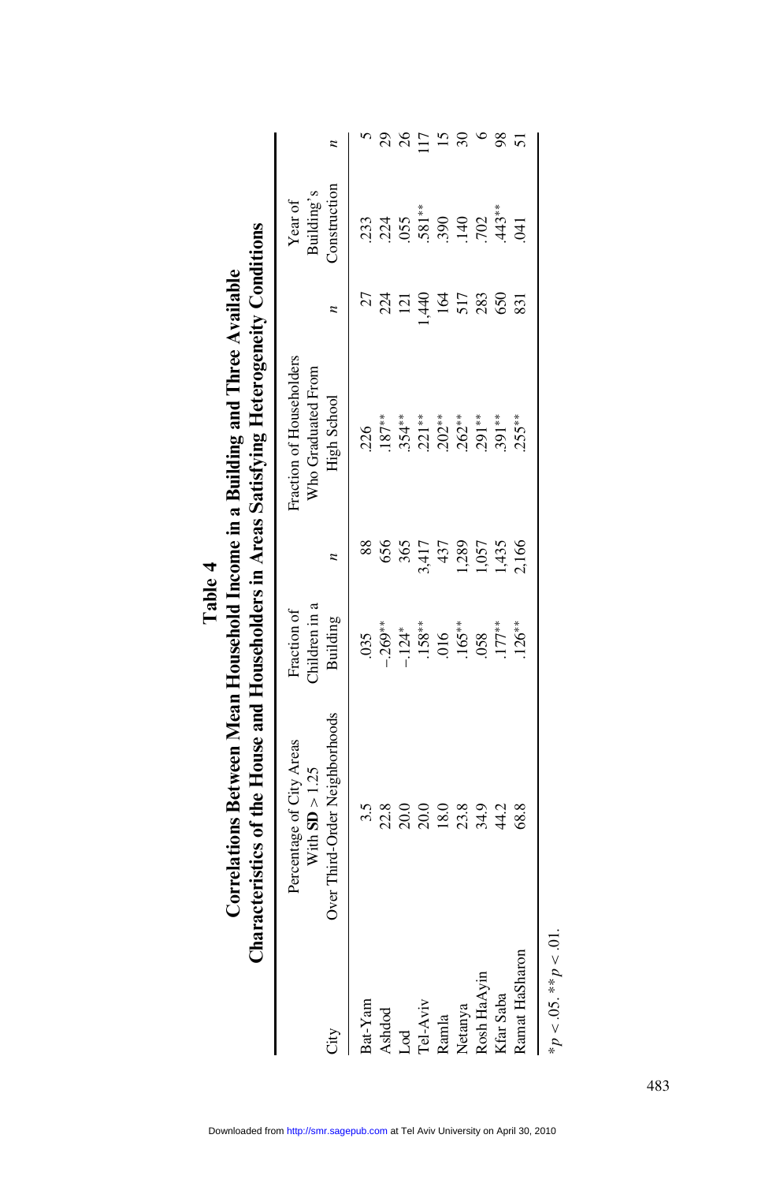**Table 4**

**Correlations Between Mean Household Income in a Building and Three Available Characteristics of the House and Householders in Areas Satisfying Heterogeneity Conditions**

| City | Percentage of City Areas With **SD** > 1.25 Over Third-Order Neighborhoods | Fraction of Children in a Building | *n* | Fraction of Householders Who Graduated From High School | *n* | Year of Building's Construction | *n* |
|---|---|---|---|---|---|---|---|
| Bat-Yam | 3.5 | .035 | 88 | .226 | 27 | .233 | 5 |
| Ashdod | 22.8 | –.269** | 656 | .187** | 224 | .224 | 29 |
| Lod | 20.0 | –.124* | 365 | .354** | 121 | .055 | 26 |
| Tel-Aviv | 20.0 | .158** | 3,417 | .221** | 1,440 | .581** | 117 |
| Ramla | 18.0 | .016 | 437 | .202** | 164 | .390 | 15 |
| Netanya | 23.8 | .165** | 1,289 | .262** | 517 | .140 | 30 |
| Rosh HaAyin | 34.9 | .058 | 1,057 | .291** | 283 | .702 | 6 |
| Kfar Saba | 44.2 | .177** | 1,435 | .391** | 650 | .443** | 98 |
| Ramat HaSharon | 68.8 | .126** | 2,166 | .255** | 831 | .041 | 51 |

*$p < .05$. **$p < .01$.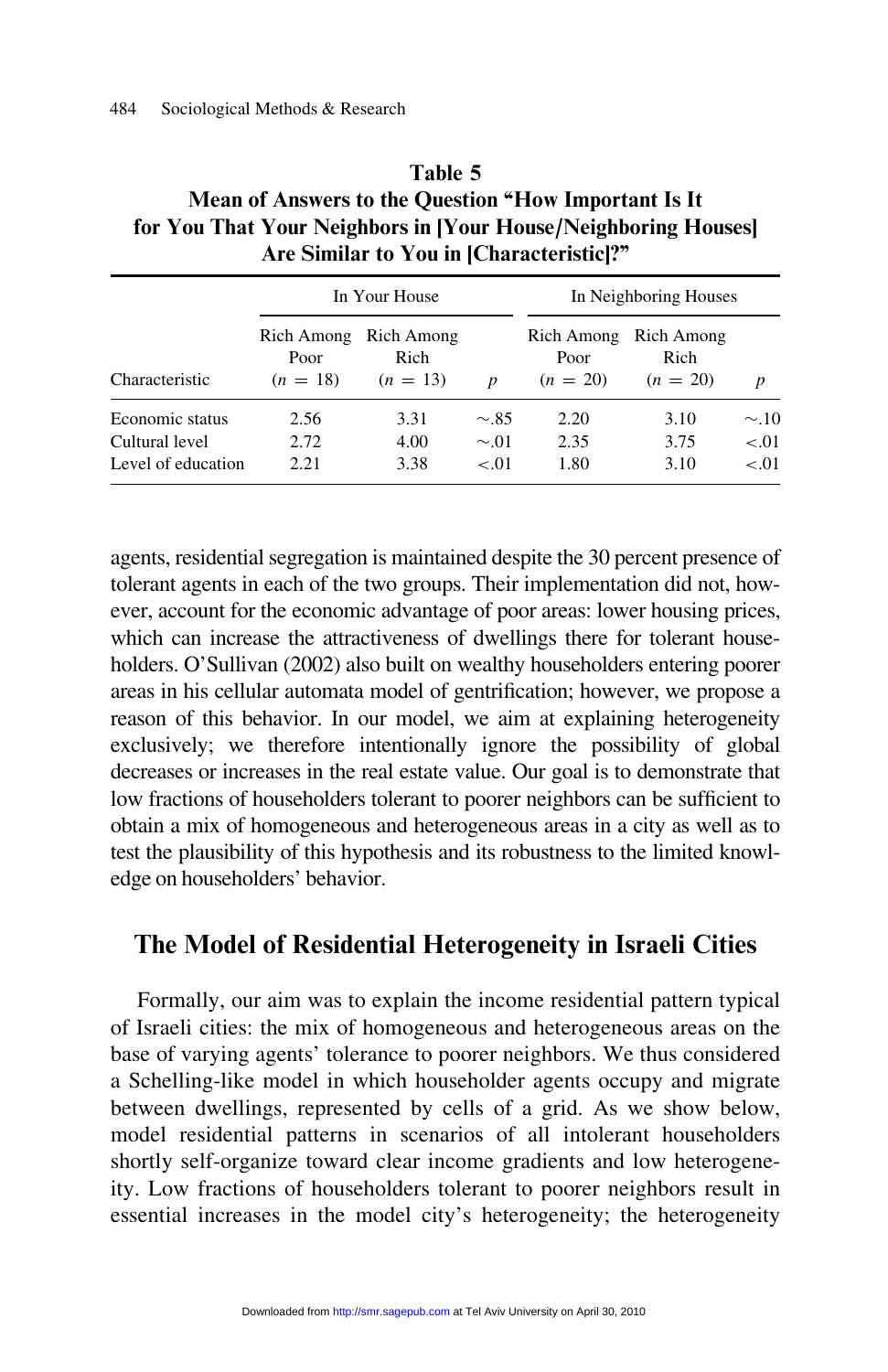**Table 5**
**Mean of Answers to the Question "How Important Is It for You That Your Neighbors in [Your House/Neighboring Houses] Are Similar to You in [Characteristic]?"**

| | In Your House | | | In Neighboring Houses | | |
|---|---|---|---|---|---|---|
| Characteristic | Rich Among Poor ($n = 18$) | Rich Among Rich ($n = 13$) | $p$ | Rich Among Poor ($n = 20$) | Rich Among Rich ($n = 20$) | $p$ |
| Economic status | 2.56 | 3.31 | $\sim.85$ | 2.20 | 3.10 | $\sim.10$ |
| Cultural level | 2.72 | 4.00 | $\sim.01$ | 2.35 | 3.75 | $<.01$ |
| Level of education | 2.21 | 3.38 | $<.01$ | 1.80 | 3.10 | $<.01$ |

agents, residential segregation is maintained despite the 30 percent presence of tolerant agents in each of the two groups. Their implementation did not, however, account for the economic advantage of poor areas: lower housing prices, which can increase the attractiveness of dwellings there for tolerant householders. O'Sullivan (2002) also built on wealthy householders entering poorer areas in his cellular automata model of gentrification; however, we propose a reason of this behavior. In our model, we aim at explaining heterogeneity exclusively; we therefore intentionally ignore the possibility of global decreases or increases in the real estate value. Our goal is to demonstrate that low fractions of householders tolerant to poorer neighbors can be sufficient to obtain a mix of homogeneous and heterogeneous areas in a city as well as to test the plausibility of this hypothesis and its robustness to the limited knowledge on householders' behavior.

## The Model of Residential Heterogeneity in Israeli Cities

Formally, our aim was to explain the income residential pattern typical of Israeli cities: the mix of homogeneous and heterogeneous areas on the base of varying agents' tolerance to poorer neighbors. We thus considered a Schelling-like model in which householder agents occupy and migrate between dwellings, represented by cells of a grid. As we show below, model residential patterns in scenarios of all intolerant householders shortly self-organize toward clear income gradients and low heterogeneity. Low fractions of householders tolerant to poorer neighbors result in essential increases in the model city's heterogeneity; the heterogeneity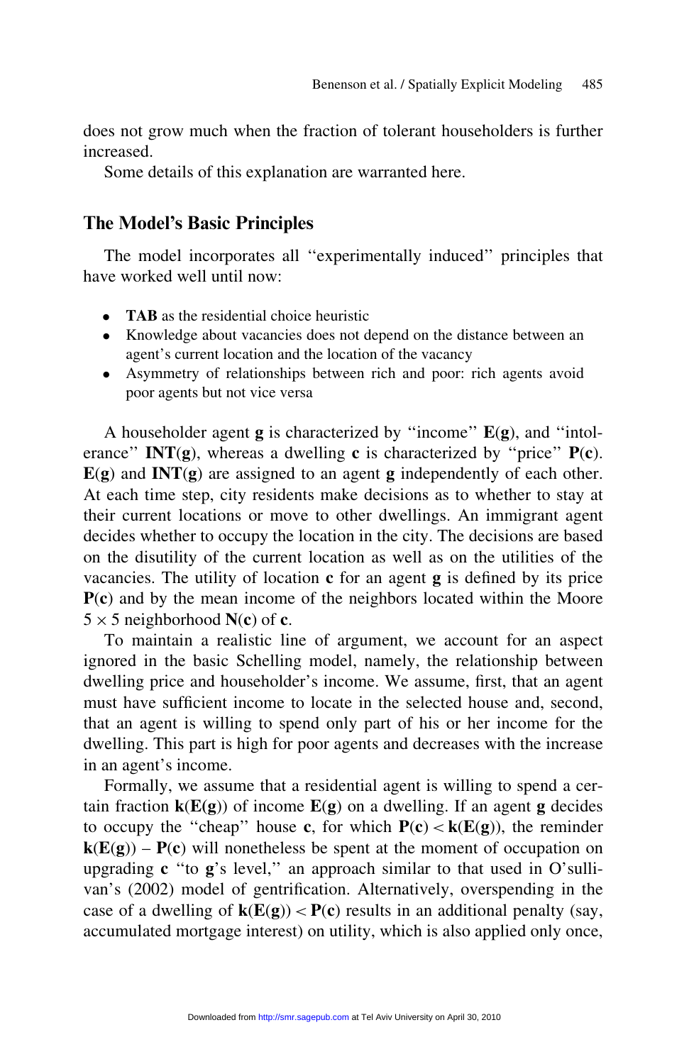does not grow much when the fraction of tolerant householders is further increased.

Some details of this explanation are warranted here.

## The Model's Basic Principles

The model incorporates all "experimentally induced" principles that have worked well until now:

- **TAB** as the residential choice heuristic
- Knowledge about vacancies does not depend on the distance between an agent's current location and the location of the vacancy
- Asymmetry of relationships between rich and poor: rich agents avoid poor agents but not vice versa

A householder agent **g** is characterized by "income" **E**(**g**), and "intolerance" **INT**(**g**), whereas a dwelling **c** is characterized by "price" **P**(**c**). **E**(**g**) and **INT**(**g**) are assigned to an agent **g** independently of each other. At each time step, city residents make decisions as to whether to stay at their current locations or move to other dwellings. An immigrant agent decides whether to occupy the location in the city. The decisions are based on the disutility of the current location as well as on the utilities of the vacancies. The utility of location **c** for an agent **g** is defined by its price **P**(**c**) and by the mean income of the neighbors located within the Moore $5 \times 5$ neighborhood **N**(**c**) of **c**.

To maintain a realistic line of argument, we account for an aspect ignored in the basic Schelling model, namely, the relationship between dwelling price and householder's income. We assume, first, that an agent must have sufficient income to locate in the selected house and, second, that an agent is willing to spend only part of his or her income for the dwelling. This part is high for poor agents and decreases with the increase in an agent's income.

Formally, we assume that a residential agent is willing to spend a certain fraction **k**(**E**(**g**)) of income **E**(**g**) on a dwelling. If an agent **g** decides to occupy the "cheap" house **c**, for which **P**(**c**) < **k**(**E**(**g**)), the reminder **k**(**E**(**g**)) – **P**(**c**) will nonetheless be spent at the moment of occupation on upgrading **c** "to **g**'s level," an approach similar to that used in O'Sullivan's (2002) model of gentrification. Alternatively, overspending in the case of a dwelling of **k**(**E**(**g**)) < **P**(**c**) results in an additional penalty (say, accumulated mortgage interest) on utility, which is also applied only once,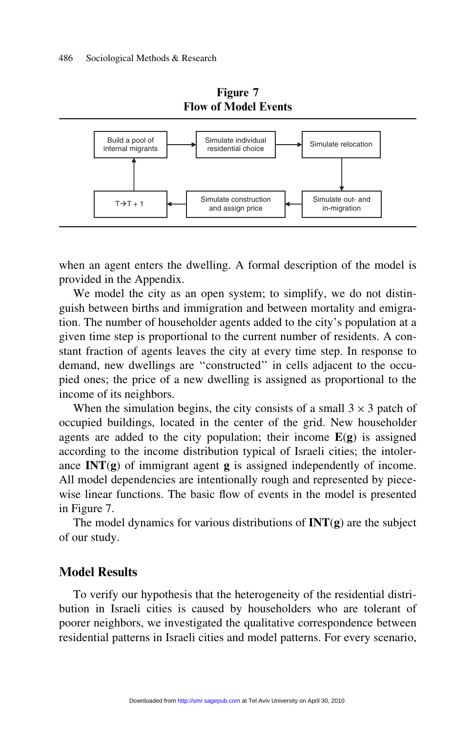**Figure 7**
**Flow of Model Events**

Build a pool of internal migrants → Simulate individual residential choice → Simulate relocation → Simulate out- and in-migration → Simulate construction and assign price → T→T + 1 → Build a pool of internal migrants

when an agent enters the dwelling. A formal description of the model is provided in the Appendix.

We model the city as an open system; to simplify, we do not distinguish between births and immigration and between mortality and emigration. The number of householder agents added to the city's population at a given time step is proportional to the current number of residents. A constant fraction of agents leaves the city at every time step. In response to demand, new dwellings are "constructed" in cells adjacent to the occupied ones; the price of a new dwelling is assigned as proportional to the income of its neighbors.

When the simulation begins, the city consists of a small $3 \times 3$ patch of occupied buildings, located in the center of the grid. New householder agents are added to the city population; their income $\mathbf{E}(\mathbf{g})$ is assigned according to the income distribution typical of Israeli cities; the intolerance $\mathbf{INT}(\mathbf{g})$ of immigrant agent $\mathbf{g}$ is assigned independently of income. All model dependencies are intentionally rough and represented by piecewise linear functions. The basic flow of events in the model is presented in Figure 7.

The model dynamics for various distributions of $\mathbf{INT}(\mathbf{g})$ are the subject of our study.

## Model Results

To verify our hypothesis that the heterogeneity of the residential distribution in Israeli cities is caused by householders who are tolerant of poorer neighbors, we investigated the qualitative correspondence between residential patterns in Israeli cities and model patterns. For every scenario,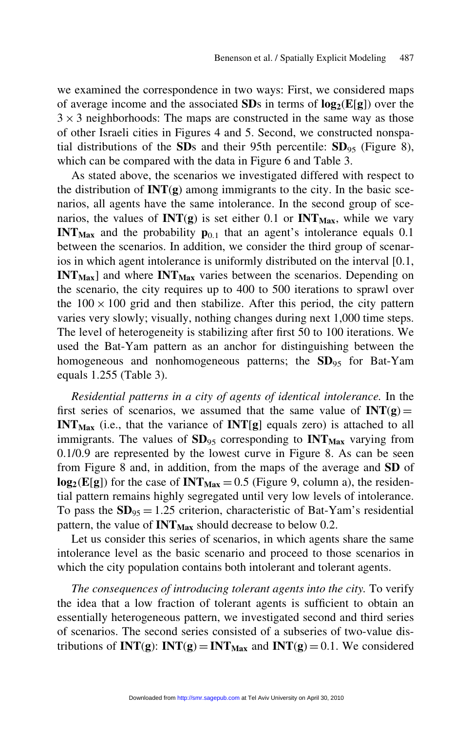we examined the correspondence in two ways: First, we considered maps of average income and the associated **SD**s in terms of $\mathbf{log_2(E[g])}$ over the $3 \times 3$ neighborhoods: The maps are constructed in the same way as those of other Israeli cities in Figures 4 and 5. Second, we constructed nonspatial distributions of the **SD**s and their 95th percentile: $\mathbf{SD}_{95}$ (Figure 8), which can be compared with the data in Figure 6 and Table 3.

As stated above, the scenarios we investigated differed with respect to the distribution of $\mathbf{INT(g)}$ among immigrants to the city. In the basic scenarios, all agents have the same intolerance. In the second group of scenarios, the values of $\mathbf{INT(g)}$ is set either 0.1 or $\mathbf{INT_{Max}}$, while we vary $\mathbf{INT_{Max}}$ and the probability $\mathbf{p}_{0.1}$ that an agent's intolerance equals 0.1 between the scenarios. In addition, we consider the third group of scenarios in which agent intolerance is uniformly distributed on the interval [0.1, $\mathbf{INT_{Max}}$] and where $\mathbf{INT_{Max}}$ varies between the scenarios. Depending on the scenario, the city requires up to 400 to 500 iterations to sprawl over the $100 \times 100$ grid and then stabilize. After this period, the city pattern varies very slowly; visually, nothing changes during next 1,000 time steps. The level of heterogeneity is stabilizing after first 50 to 100 iterations. We used the Bat-Yam pattern as an anchor for distinguishing between the homogeneous and nonhomogeneous patterns; the $\mathbf{SD}_{95}$ for Bat-Yam equals 1.255 (Table 3).

*Residential patterns in a city of agents of identical intolerance.* In the first series of scenarios, we assumed that the same value of $\mathbf{INT(g)} = \mathbf{INT_{Max}}$ (i.e., that the variance of $\mathbf{INT[g]}$ equals zero) is attached to all immigrants. The values of $\mathbf{SD}_{95}$ corresponding to $\mathbf{INT_{Max}}$ varying from 0.1/0.9 are represented by the lowest curve in Figure 8. As can be seen from Figure 8 and, in addition, from the maps of the average and **SD** of $\mathbf{log_2(E[g])}$ for the case of $\mathbf{INT_{Max}} = 0.5$ (Figure 9, column a), the residential pattern remains highly segregated until very low levels of intolerance. To pass the $\mathbf{SD}_{95} = 1.25$ criterion, characteristic of Bat-Yam's residential pattern, the value of $\mathbf{INT_{Max}}$ should decrease to below 0.2.

Let us consider this series of scenarios, in which agents share the same intolerance level as the basic scenario and proceed to those scenarios in which the city population contains both intolerant and tolerant agents.

*The consequences of introducing tolerant agents into the city.* To verify the idea that a low fraction of tolerant agents is sufficient to obtain an essentially heterogeneous pattern, we investigated second and third series of scenarios. The second series consisted of a subseries of two-value distributions of $\mathbf{INT(g)}$: $\mathbf{INT(g)} = \mathbf{INT_{Max}}$ and $\mathbf{INT(g)} = 0.1$. We considered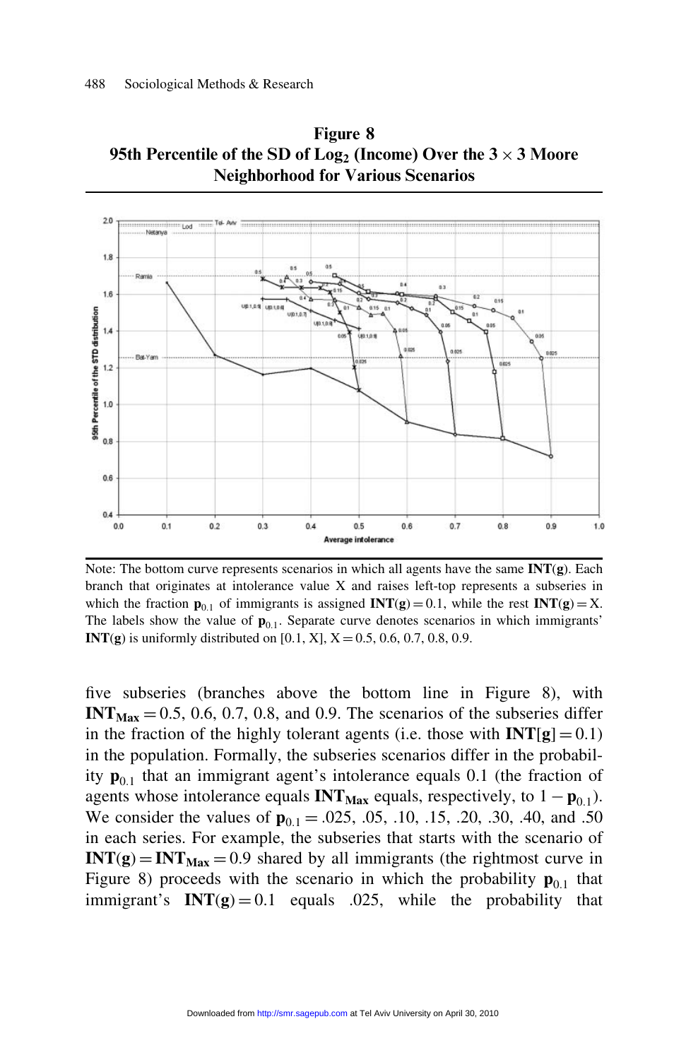**Figure 8**
**95th Percentile of the SD of $Log_2$ (Income) Over the $3 \times 3$ Moore Neighborhood for Various Scenarios**

Note: The bottom curve represents scenarios in which all agents have the same **INT**(**g**). Each branch that originates at intolerance value X and raises left-top represents a subseries in which the fraction $\mathbf{p}_{0.1}$ of immigrants is assigned $\mathbf{INT}(\mathbf{g}) = 0.1$, while the rest $\mathbf{INT}(\mathbf{g}) = \mathrm{X}$. The labels show the value of $\mathbf{p}_{0.1}$. Separate curve denotes scenarios in which immigrants' **INT**(**g**) is uniformly distributed on [0.1, X], X = 0.5, 0.6, 0.7, 0.8, 0.9.

five subseries (branches above the bottom line in Figure 8), with $\mathbf{INT_{Max}} = 0.5$, 0.6, 0.7, 0.8, and 0.9. The scenarios of the subseries differ in the fraction of the highly tolerant agents (i.e. those with $\mathbf{INT}[\mathbf{g}] = 0.1$) in the population. Formally, the subseries scenarios differ in the probability $\mathbf{p}_{0.1}$ that an immigrant agent's intolerance equals 0.1 (the fraction of agents whose intolerance equals $\mathbf{INT_{Max}}$ equals, respectively, to $1 - \mathbf{p}_{0.1}$). We consider the values of $\mathbf{p}_{0.1} = .025$, .05, .10, .15, .20, .30, .40, and .50 in each series. For example, the subseries that starts with the scenario of $\mathbf{INT}(\mathbf{g}) = \mathbf{INT_{Max}} = 0.9$ shared by all immigrants (the rightmost curve in Figure 8) proceeds with the scenario in which the probability $\mathbf{p}_{0.1}$ that immigrant's $\mathbf{INT}(\mathbf{g}) = 0.1$ equals .025, while the probability that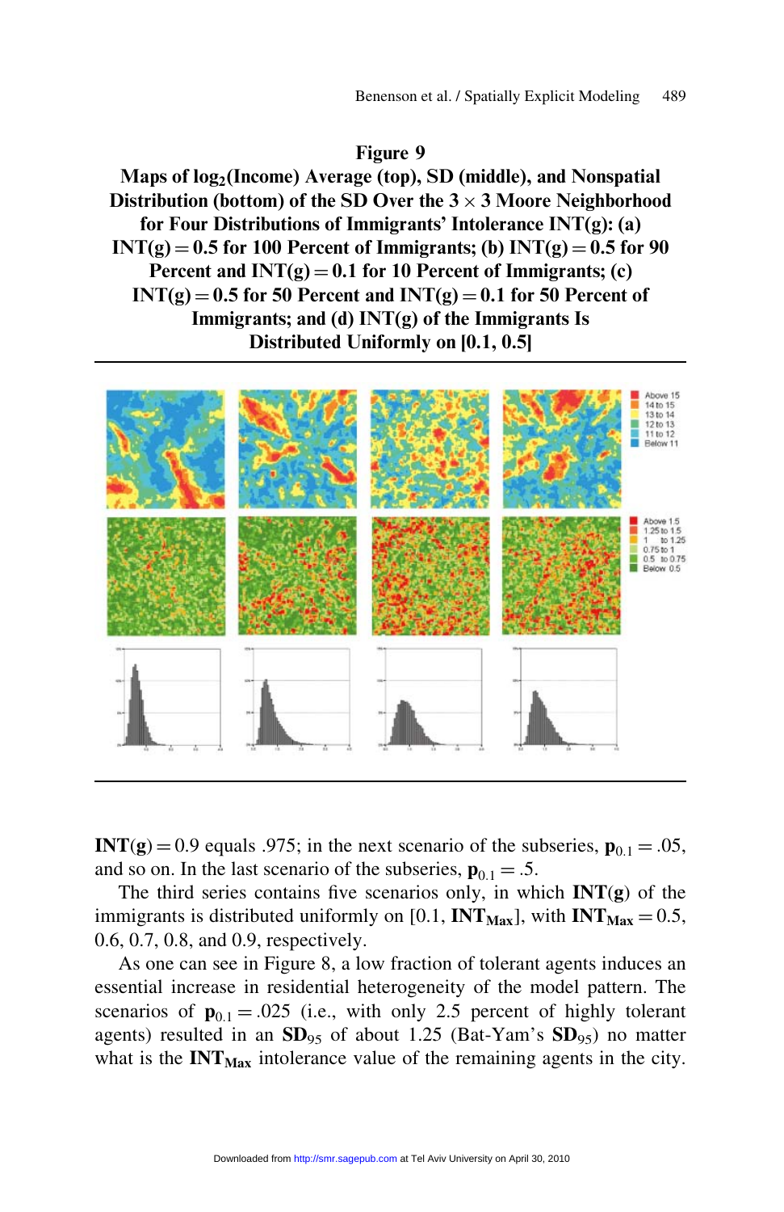**Figure 9**

**Maps of $\log_2$(Income) Average (top), SD (middle), and Nonspatial Distribution (bottom) of the SD Over the 3 × 3 Moore Neighborhood for Four Distributions of Immigrants' Intolerance INT(g): (a) INT(g) = 0.5 for 100 Percent of Immigrants; (b) INT(g) = 0.5 for 90 Percent and INT(g) = 0.1 for 10 Percent of Immigrants; (c) INT(g) = 0.5 for 50 Percent and INT(g) = 0.1 for 50 Percent of Immigrants; and (d) INT(g) of the Immigrants Is Distributed Uniformly on [0.1, 0.5]**

**INT(g)** = 0.9 equals .975; in the next scenario of the subseries, $\mathbf{p}_{0.1} = .05$, and so on. In the last scenario of the subseries, $\mathbf{p}_{0.1} = .5$.

The third series contains five scenarios only, in which **INT(g)** of the immigrants is distributed uniformly on [0.1, $\mathbf{INT}_{\mathbf{Max}}$], with $\mathbf{INT}_{\mathbf{Max}} = 0.5$, 0.6, 0.7, 0.8, and 0.9, respectively.

As one can see in Figure 8, a low fraction of tolerant agents induces an essential increase in residential heterogeneity of the model pattern. The scenarios of $\mathbf{p}_{0.1} = .025$ (i.e., with only 2.5 percent of highly tolerant agents) resulted in an $\mathbf{SD}_{95}$ of about 1.25 (Bat-Yam's $\mathbf{SD}_{95}$) no matter what is the $\mathbf{INT}_{\mathbf{Max}}$ intolerance value of the remaining agents in the city.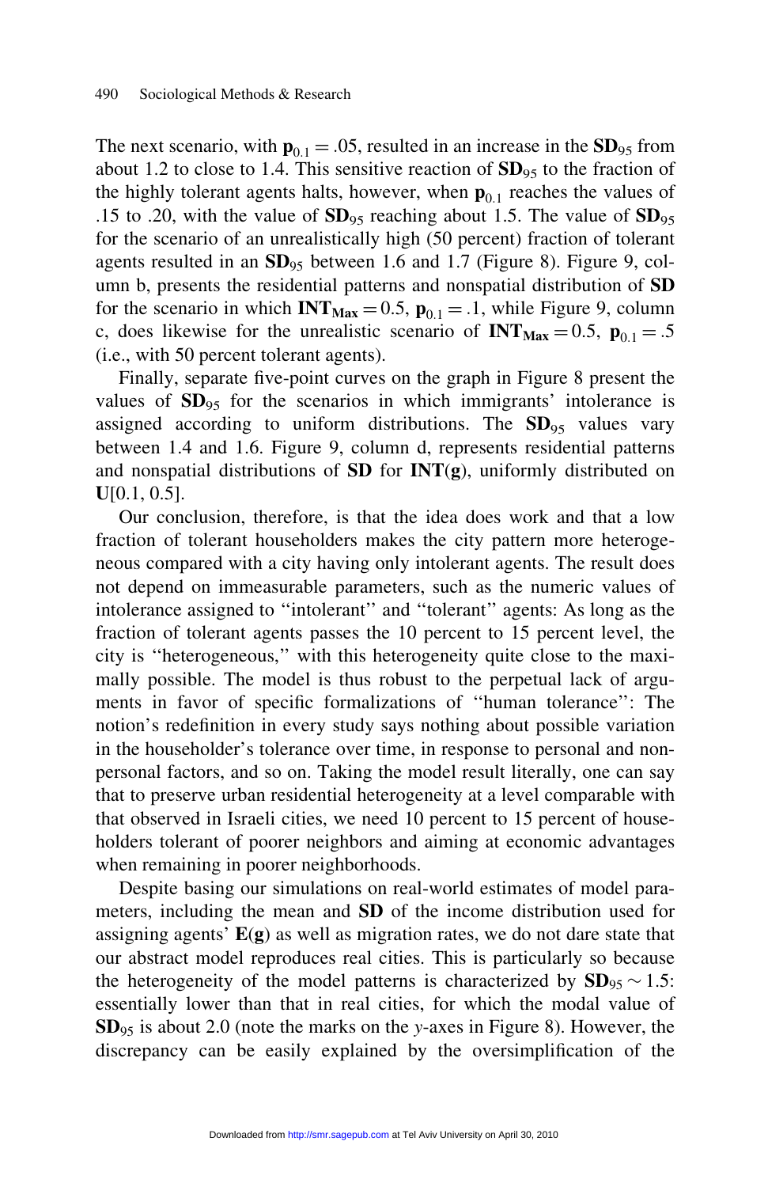The next scenario, with $\mathbf{p}_{0.1} = .05$, resulted in an increase in the $\mathbf{SD}_{95}$ from about 1.2 to close to 1.4. This sensitive reaction of $\mathbf{SD}_{95}$ to the fraction of the highly tolerant agents halts, however, when $\mathbf{p}_{0.1}$ reaches the values of .15 to .20, with the value of $\mathbf{SD}_{95}$ reaching about 1.5. The value of $\mathbf{SD}_{95}$ for the scenario of an unrealistically high (50 percent) fraction of tolerant agents resulted in an $\mathbf{SD}_{95}$ between 1.6 and 1.7 (Figure 8). Figure 9, column b, presents the residential patterns and nonspatial distribution of **SD** for the scenario in which $\mathbf{INT_{Max}} = 0.5$, $\mathbf{p}_{0.1} = .1$, while Figure 9, column c, does likewise for the unrealistic scenario of $\mathbf{INT_{Max}} = 0.5$, $\mathbf{p}_{0.1} = .5$ (i.e., with 50 percent tolerant agents).

Finally, separate five-point curves on the graph in Figure 8 present the values of $\mathbf{SD}_{95}$ for the scenarios in which immigrants' intolerance is assigned according to uniform distributions. The $\mathbf{SD}_{95}$ values vary between 1.4 and 1.6. Figure 9, column d, represents residential patterns and nonspatial distributions of **SD** for $\mathbf{INT(g)}$, uniformly distributed on $\mathbf{U}[0.1, 0.5]$.

Our conclusion, therefore, is that the idea does work and that a low fraction of tolerant householders makes the city pattern more heterogeneous compared with a city having only intolerant agents. The result does not depend on immeasurable parameters, such as the numeric values of intolerance assigned to "intolerant" and "tolerant" agents: As long as the fraction of tolerant agents passes the 10 percent to 15 percent level, the city is "heterogeneous," with this heterogeneity quite close to the maximally possible. The model is thus robust to the perpetual lack of arguments in favor of specific formalizations of "human tolerance": The notion's redefinition in every study says nothing about possible variation in the householder's tolerance over time, in response to personal and nonpersonal factors, and so on. Taking the model result literally, one can say that to preserve urban residential heterogeneity at a level comparable with that observed in Israeli cities, we need 10 percent to 15 percent of householders tolerant of poorer neighbors and aiming at economic advantages when remaining in poorer neighborhoods.

Despite basing our simulations on real-world estimates of model parameters, including the mean and **SD** of the income distribution used for assigning agents' $\mathbf{E(g)}$ as well as migration rates, we do not dare state that our abstract model reproduces real cities. This is particularly so because the heterogeneity of the model patterns is characterized by $\mathbf{SD}_{95} \sim 1.5$: essentially lower than that in real cities, for which the modal value of $\mathbf{SD}_{95}$ is about 2.0 (note the marks on the *y*-axes in Figure 8). However, the discrepancy can be easily explained by the oversimplification of the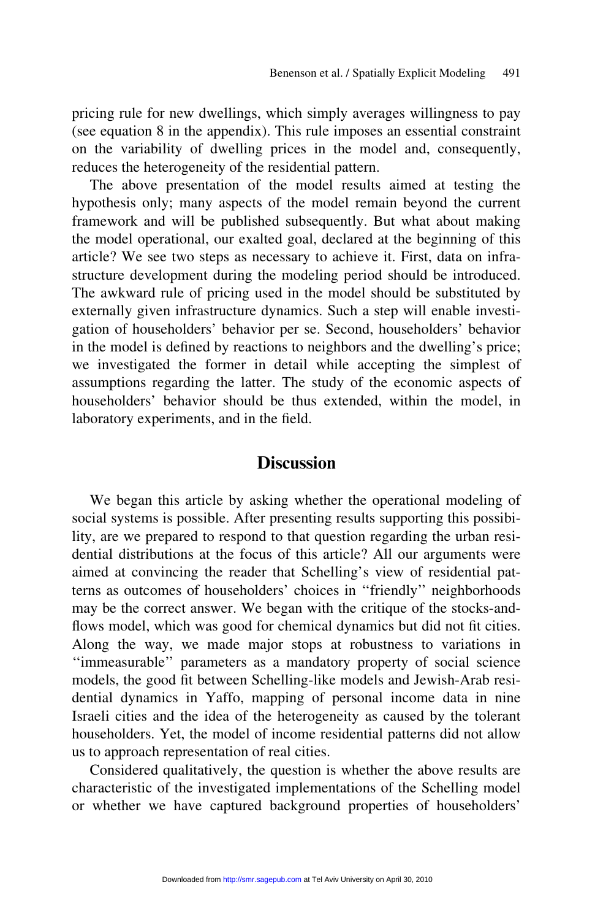pricing rule for new dwellings, which simply averages willingness to pay (see equation 8 in the appendix). This rule imposes an essential constraint on the variability of dwelling prices in the model and, consequently, reduces the heterogeneity of the residential pattern.

The above presentation of the model results aimed at testing the hypothesis only; many aspects of the model remain beyond the current framework and will be published subsequently. But what about making the model operational, our exalted goal, declared at the beginning of this article? We see two steps as necessary to achieve it. First, data on infrastructure development during the modeling period should be introduced. The awkward rule of pricing used in the model should be substituted by externally given infrastructure dynamics. Such a step will enable investigation of householders' behavior per se. Second, householders' behavior in the model is defined by reactions to neighbors and the dwelling's price; we investigated the former in detail while accepting the simplest of assumptions regarding the latter. The study of the economic aspects of householders' behavior should be thus extended, within the model, in laboratory experiments, and in the field.

## Discussion

We began this article by asking whether the operational modeling of social systems is possible. After presenting results supporting this possibility, are we prepared to respond to that question regarding the urban residential distributions at the focus of this article? All our arguments were aimed at convincing the reader that Schelling's view of residential patterns as outcomes of householders' choices in "friendly" neighborhoods may be the correct answer. We began with the critique of the stocks-and-flows model, which was good for chemical dynamics but did not fit cities. Along the way, we made major stops at robustness to variations in "immeasurable" parameters as a mandatory property of social science models, the good fit between Schelling-like models and Jewish-Arab residential dynamics in Yaffo, mapping of personal income data in nine Israeli cities and the idea of the heterogeneity as caused by the tolerant householders. Yet, the model of income residential patterns did not allow us to approach representation of real cities.

Considered qualitatively, the question is whether the above results are characteristic of the investigated implementations of the Schelling model or whether we have captured background properties of householders'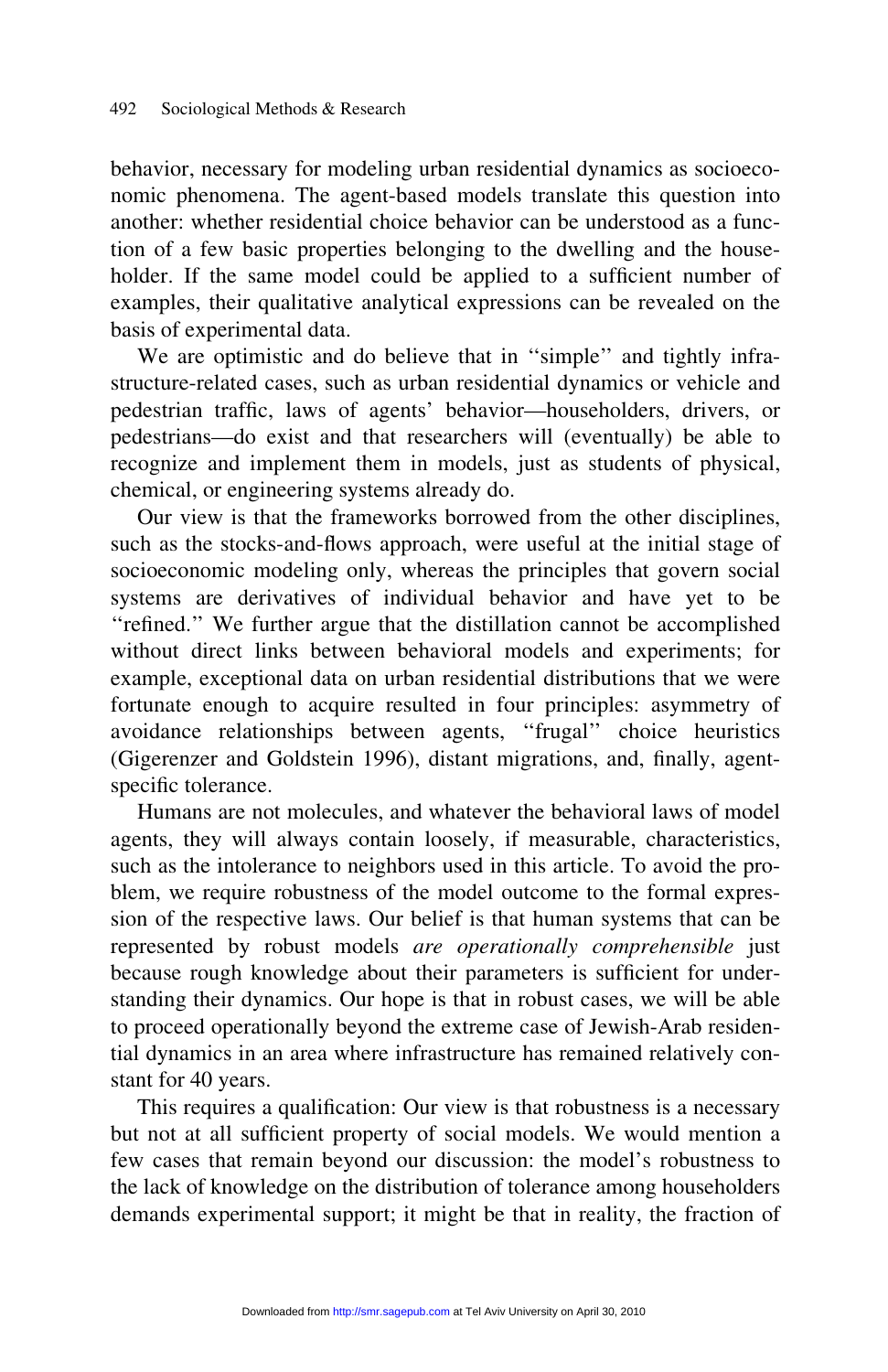behavior, necessary for modeling urban residential dynamics as socioeconomic phenomena. The agent-based models translate this question into another: whether residential choice behavior can be understood as a function of a few basic properties belonging to the dwelling and the householder. If the same model could be applied to a sufficient number of examples, their qualitative analytical expressions can be revealed on the basis of experimental data.

We are optimistic and do believe that in ''simple'' and tightly infrastructure-related cases, such as urban residential dynamics or vehicle and pedestrian traffic, laws of agents' behavior—householders, drivers, or pedestrians—do exist and that researchers will (eventually) be able to recognize and implement them in models, just as students of physical, chemical, or engineering systems already do.

Our view is that the frameworks borrowed from the other disciplines, such as the stocks-and-flows approach, were useful at the initial stage of socioeconomic modeling only, whereas the principles that govern social systems are derivatives of individual behavior and have yet to be ''refined.'' We further argue that the distillation cannot be accomplished without direct links between behavioral models and experiments; for example, exceptional data on urban residential distributions that we were fortunate enough to acquire resulted in four principles: asymmetry of avoidance relationships between agents, ''frugal'' choice heuristics (Gigerenzer and Goldstein 1996), distant migrations, and, finally, agent-specific tolerance.

Humans are not molecules, and whatever the behavioral laws of model agents, they will always contain loosely, if measurable, characteristics, such as the intolerance to neighbors used in this article. To avoid the problem, we require robustness of the model outcome to the formal expression of the respective laws. Our belief is that human systems that can be represented by robust models *are operationally comprehensible* just because rough knowledge about their parameters is sufficient for understanding their dynamics. Our hope is that in robust cases, we will be able to proceed operationally beyond the extreme case of Jewish-Arab residential dynamics in an area where infrastructure has remained relatively constant for 40 years.

This requires a qualification: Our view is that robustness is a necessary but not at all sufficient property of social models. We would mention a few cases that remain beyond our discussion: the model's robustness to the lack of knowledge on the distribution of tolerance among householders demands experimental support; it might be that in reality, the fraction of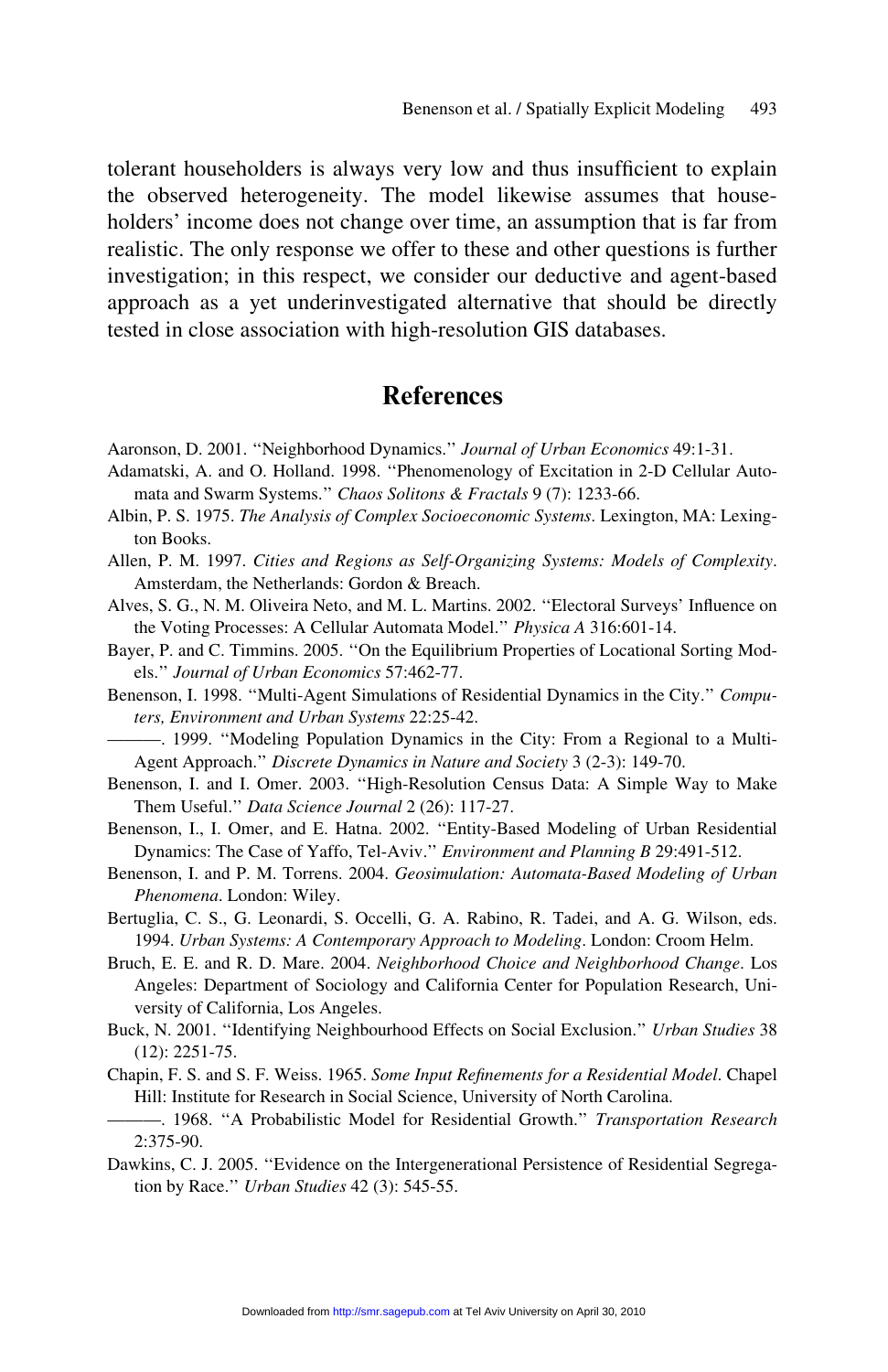tolerant householders is always very low and thus insufficient to explain the observed heterogeneity. The model likewise assumes that householders' income does not change over time, an assumption that is far from realistic. The only response we offer to these and other questions is further investigation; in this respect, we consider our deductive and agent-based approach as a yet underinvestigated alternative that should be directly tested in close association with high-resolution GIS databases.

## References

Aaronson, D. 2001. "Neighborhood Dynamics." *Journal of Urban Economics* 49:1-31.

Adamatski, A. and O. Holland. 1998. "Phenomenology of Excitation in 2-D Cellular Automata and Swarm Systems." *Chaos Solitons & Fractals* 9 (7): 1233-66.

Albin, P. S. 1975. *The Analysis of Complex Socioeconomic Systems*. Lexington, MA: Lexington Books.

Allen, P. M. 1997. *Cities and Regions as Self-Organizing Systems: Models of Complexity*. Amsterdam, the Netherlands: Gordon & Breach.

Alves, S. G., N. M. Oliveira Neto, and M. L. Martins. 2002. "Electoral Surveys' Influence on the Voting Processes: A Cellular Automata Model." *Physica A* 316:601-14.

Bayer, P. and C. Timmins. 2005. "On the Equilibrium Properties of Locational Sorting Models." *Journal of Urban Economics* 57:462-77.

Benenson, I. 1998. "Multi-Agent Simulations of Residential Dynamics in the City." *Computers, Environment and Urban Systems* 22:25-42.

———. 1999. "Modeling Population Dynamics in the City: From a Regional to a Multi-Agent Approach." *Discrete Dynamics in Nature and Society* 3 (2-3): 149-70.

Benenson, I. and I. Omer. 2003. "High-Resolution Census Data: A Simple Way to Make Them Useful." *Data Science Journal* 2 (26): 117-27.

Benenson, I., I. Omer, and E. Hatna. 2002. "Entity-Based Modeling of Urban Residential Dynamics: The Case of Yaffo, Tel-Aviv." *Environment and Planning B* 29:491-512.

Benenson, I. and P. M. Torrens. 2004. *Geosimulation: Automata-Based Modeling of Urban Phenomena*. London: Wiley.

Bertuglia, C. S., G. Leonardi, S. Occelli, G. A. Rabino, R. Tadei, and A. G. Wilson, eds. 1994. *Urban Systems: A Contemporary Approach to Modeling*. London: Croom Helm.

Bruch, E. E. and R. D. Mare. 2004. *Neighborhood Choice and Neighborhood Change*. Los Angeles: Department of Sociology and California Center for Population Research, University of California, Los Angeles.

Buck, N. 2001. "Identifying Neighbourhood Effects on Social Exclusion." *Urban Studies* 38 (12): 2251-75.

Chapin, F. S. and S. F. Weiss. 1965. *Some Input Refinements for a Residential Model*. Chapel Hill: Institute for Research in Social Science, University of North Carolina.

———. 1968. "A Probabilistic Model for Residential Growth." *Transportation Research* 2:375-90.

Dawkins, C. J. 2005. "Evidence on the Intergenerational Persistence of Residential Segregation by Race." *Urban Studies* 42 (3): 545-55.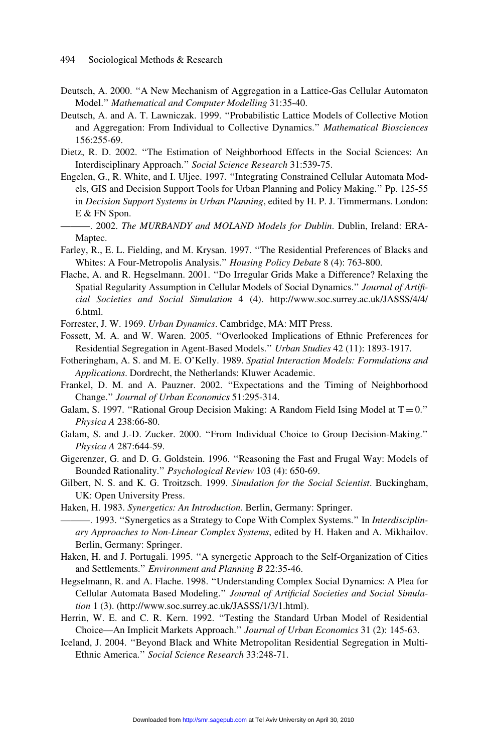Deutsch, A. 2000. "A New Mechanism of Aggregation in a Lattice-Gas Cellular Automaton Model." *Mathematical and Computer Modelling* 31:35-40.

Deutsch, A. and A. T. Lawniczak. 1999. "Probabilistic Lattice Models of Collective Motion and Aggregation: From Individual to Collective Dynamics." *Mathematical Biosciences* 156:255-69.

Dietz, R. D. 2002. "The Estimation of Neighborhood Effects in the Social Sciences: An Interdisciplinary Approach." *Social Science Research* 31:539-75.

Engelen, G., R. White, and I. Uljee. 1997. "Integrating Constrained Cellular Automata Models, GIS and Decision Support Tools for Urban Planning and Policy Making." Pp. 125-55 in *Decision Support Systems in Urban Planning*, edited by H. P. J. Timmermans. London: E & FN Spon.

———. 2002. *The MURBANDY and MOLAND Models for Dublin*. Dublin, Ireland: ERA-Maptec.

Farley, R., E. L. Fielding, and M. Krysan. 1997. "The Residential Preferences of Blacks and Whites: A Four-Metropolis Analysis." *Housing Policy Debate* 8 (4): 763-800.

Flache, A. and R. Hegselmann. 2001. "Do Irregular Grids Make a Difference? Relaxing the Spatial Regularity Assumption in Cellular Models of Social Dynamics." *Journal of Artificial Societies and Social Simulation* 4 (4). http://www.soc.surrey.ac.uk/JASSS/4/4/6.html.

Forrester, J. W. 1969. *Urban Dynamics*. Cambridge, MA: MIT Press.

Fossett, M. A. and W. Waren. 2005. "Overlooked Implications of Ethnic Preferences for Residential Segregation in Agent-Based Models." *Urban Studies* 42 (11): 1893-1917.

Fotheringham, A. S. and M. E. O'Kelly. 1989. *Spatial Interaction Models: Formulations and Applications*. Dordrecht, the Netherlands: Kluwer Academic.

Frankel, D. M. and A. Pauzner. 2002. "Expectations and the Timing of Neighborhood Change." *Journal of Urban Economics* 51:295-314.

Galam, S. 1997. "Rational Group Decision Making: A Random Field Ising Model at T = 0." *Physica A* 238:66-80.

Galam, S. and J.-D. Zucker. 2000. "From Individual Choice to Group Decision-Making." *Physica A* 287:644-59.

Gigerenzer, G. and D. G. Goldstein. 1996. "Reasoning the Fast and Frugal Way: Models of Bounded Rationality." *Psychological Review* 103 (4): 650-69.

Gilbert, N. S. and K. G. Troitzsch. 1999. *Simulation for the Social Scientist*. Buckingham, UK: Open University Press.

Haken, H. 1983. *Synergetics: An Introduction*. Berlin, Germany: Springer.

———. 1993. "Synergetics as a Strategy to Cope With Complex Systems." In *Interdisciplinary Approaches to Non-Linear Complex Systems*, edited by H. Haken and A. Mikhailov. Berlin, Germany: Springer.

Haken, H. and J. Portugali. 1995. "A synergetic Approach to the Self-Organization of Cities and Settlements." *Environment and Planning B* 22:35-46.

Hegselmann, R. and A. Flache. 1998. "Understanding Complex Social Dynamics: A Plea for Cellular Automata Based Modeling." *Journal of Artificial Societies and Social Simulation* 1 (3). (http://www.soc.surrey.ac.uk/JASSS/1/3/1.html).

Herrin, W. E. and C. R. Kern. 1992. "Testing the Standard Urban Model of Residential Choice—An Implicit Markets Approach." *Journal of Urban Economics* 31 (2): 145-63.

Iceland, J. 2004. "Beyond Black and White Metropolitan Residential Segregation in Multi-Ethnic America." *Social Science Research* 33:248-71.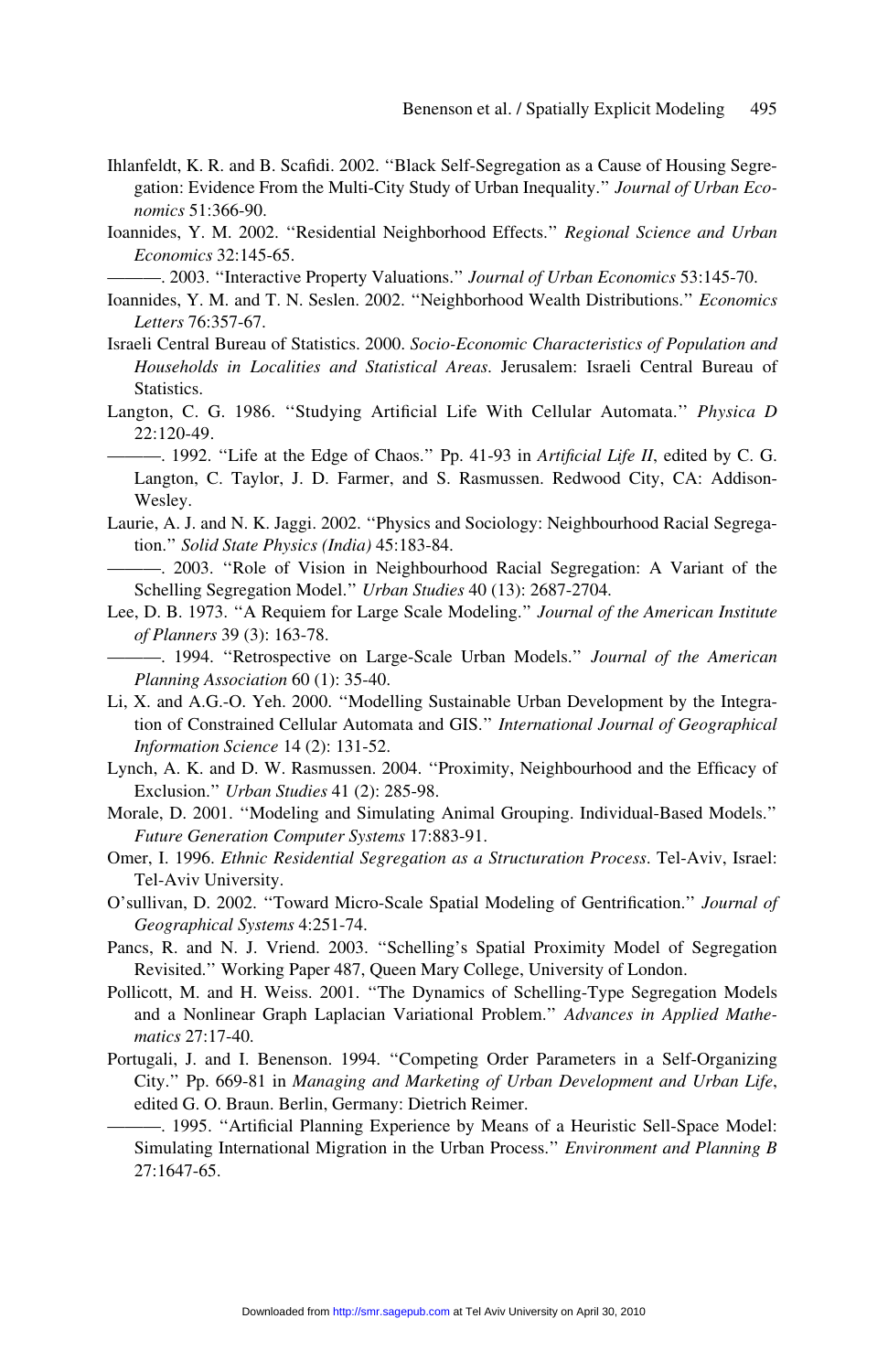Ihlanfeldt, K. R. and B. Scafidi. 2002. ''Black Self-Segregation as a Cause of Housing Segregation: Evidence From the Multi-City Study of Urban Inequality.'' *Journal of Urban Economics* 51:366-90.

Ioannides, Y. M. 2002. ''Residential Neighborhood Effects.'' *Regional Science and Urban Economics* 32:145-65.

———. 2003. ''Interactive Property Valuations.'' *Journal of Urban Economics* 53:145-70.

Ioannides, Y. M. and T. N. Seslen. 2002. ''Neighborhood Wealth Distributions.'' *Economics Letters* 76:357-67.

Israeli Central Bureau of Statistics. 2000. *Socio-Economic Characteristics of Population and Households in Localities and Statistical Areas*. Jerusalem: Israeli Central Bureau of Statistics.

Langton, C. G. 1986. ''Studying Artificial Life With Cellular Automata.'' *Physica D* 22:120-49.

———. 1992. ''Life at the Edge of Chaos.'' Pp. 41-93 in *Artificial Life II*, edited by C. G. Langton, C. Taylor, J. D. Farmer, and S. Rasmussen. Redwood City, CA: Addison-Wesley.

Laurie, A. J. and N. K. Jaggi. 2002. ''Physics and Sociology: Neighbourhood Racial Segregation.'' *Solid State Physics (India)* 45:183-84.

———. 2003. ''Role of Vision in Neighbourhood Racial Segregation: A Variant of the Schelling Segregation Model.'' *Urban Studies* 40 (13): 2687-2704.

Lee, D. B. 1973. ''A Requiem for Large Scale Modeling.'' *Journal of the American Institute of Planners* 39 (3): 163-78.

———. 1994. ''Retrospective on Large-Scale Urban Models.'' *Journal of the American Planning Association* 60 (1): 35-40.

Li, X. and A.G.-O. Yeh. 2000. ''Modelling Sustainable Urban Development by the Integration of Constrained Cellular Automata and GIS.'' *International Journal of Geographical Information Science* 14 (2): 131-52.

Lynch, A. K. and D. W. Rasmussen. 2004. ''Proximity, Neighbourhood and the Efficacy of Exclusion.'' *Urban Studies* 41 (2): 285-98.

Morale, D. 2001. ''Modeling and Simulating Animal Grouping. Individual-Based Models.'' *Future Generation Computer Systems* 17:883-91.

Omer, I. 1996. *Ethnic Residential Segregation as a Structuration Process*. Tel-Aviv, Israel: Tel-Aviv University.

O'sullivan, D. 2002. ''Toward Micro-Scale Spatial Modeling of Gentrification.'' *Journal of Geographical Systems* 4:251-74.

Pancs, R. and N. J. Vriend. 2003. ''Schelling's Spatial Proximity Model of Segregation Revisited.'' Working Paper 487, Queen Mary College, University of London.

Pollicott, M. and H. Weiss. 2001. ''The Dynamics of Schelling-Type Segregation Models and a Nonlinear Graph Laplacian Variational Problem.'' *Advances in Applied Mathematics* 27:17-40.

Portugali, J. and I. Benenson. 1994. ''Competing Order Parameters in a Self-Organizing City.'' Pp. 669-81 in *Managing and Marketing of Urban Development and Urban Life*, edited G. O. Braun. Berlin, Germany: Dietrich Reimer.

———. 1995. ''Artificial Planning Experience by Means of a Heuristic Sell-Space Model: Simulating International Migration in the Urban Process.'' *Environment and Planning B* 27:1647-65.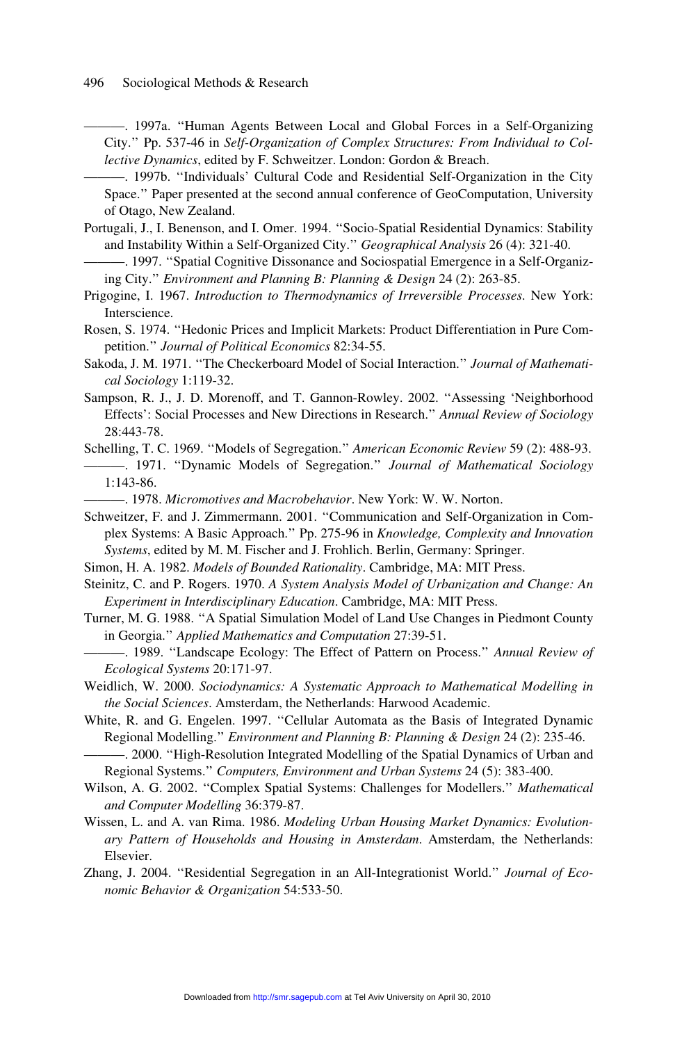———. 1997a. “Human Agents Between Local and Global Forces in a Self-Organizing City.” Pp. 537-46 in *Self-Organization of Complex Structures: From Individual to Collective Dynamics*, edited by F. Schweitzer. London: Gordon & Breach.

———. 1997b. “Individuals’ Cultural Code and Residential Self-Organization in the City Space.” Paper presented at the second annual conference of GeoComputation, University of Otago, New Zealand.

Portugali, J., I. Benenson, and I. Omer. 1994. “Socio-Spatial Residential Dynamics: Stability and Instability Within a Self-Organized City.” *Geographical Analysis* 26 (4): 321-40.

———. 1997. “Spatial Cognitive Dissonance and Sociospatial Emergence in a Self-Organizing City.” *Environment and Planning B: Planning & Design* 24 (2): 263-85.

Prigogine, I. 1967. *Introduction to Thermodynamics of Irreversible Processes*. New York: Interscience.

Rosen, S. 1974. “Hedonic Prices and Implicit Markets: Product Differentiation in Pure Competition.” *Journal of Political Economics* 82:34-55.

Sakoda, J. M. 1971. “The Checkerboard Model of Social Interaction.” *Journal of Mathematical Sociology* 1:119-32.

Sampson, R. J., J. D. Morenoff, and T. Gannon-Rowley. 2002. “Assessing ‘Neighborhood Effects’: Social Processes and New Directions in Research.” *Annual Review of Sociology* 28:443-78.

Schelling, T. C. 1969. “Models of Segregation.” *American Economic Review* 59 (2): 488-93.

———. 1971. “Dynamic Models of Segregation.” *Journal of Mathematical Sociology* 1:143-86.

———. 1978. *Micromotives and Macrobehavior*. New York: W. W. Norton.

Schweitzer, F. and J. Zimmermann. 2001. “Communication and Self-Organization in Complex Systems: A Basic Approach.” Pp. 275-96 in *Knowledge, Complexity and Innovation Systems*, edited by M. M. Fischer and J. Frohlich. Berlin, Germany: Springer.

Simon, H. A. 1982. *Models of Bounded Rationality*. Cambridge, MA: MIT Press.

Steinitz, C. and P. Rogers. 1970. *A System Analysis Model of Urbanization and Change: An Experiment in Interdisciplinary Education*. Cambridge, MA: MIT Press.

Turner, M. G. 1988. “A Spatial Simulation Model of Land Use Changes in Piedmont County in Georgia.” *Applied Mathematics and Computation* 27:39-51.

———. 1989. “Landscape Ecology: The Effect of Pattern on Process.” *Annual Review of Ecological Systems* 20:171-97.

Weidlich, W. 2000. *Sociodynamics: A Systematic Approach to Mathematical Modelling in the Social Sciences*. Amsterdam, the Netherlands: Harwood Academic.

White, R. and G. Engelen. 1997. “Cellular Automata as the Basis of Integrated Dynamic Regional Modelling.” *Environment and Planning B: Planning & Design* 24 (2): 235-46.

———. 2000. “High-Resolution Integrated Modelling of the Spatial Dynamics of Urban and Regional Systems.” *Computers, Environment and Urban Systems* 24 (5): 383-400.

Wilson, A. G. 2002. “Complex Spatial Systems: Challenges for Modellers.” *Mathematical and Computer Modelling* 36:379-87.

Wissen, L. and A. van Rima. 1986. *Modeling Urban Housing Market Dynamics: Evolutionary Pattern of Households and Housing in Amsterdam*. Amsterdam, the Netherlands: Elsevier.

Zhang, J. 2004. “Residential Segregation in an All-Integrationist World.” *Journal of Economic Behavior & Organization* 54:533-50.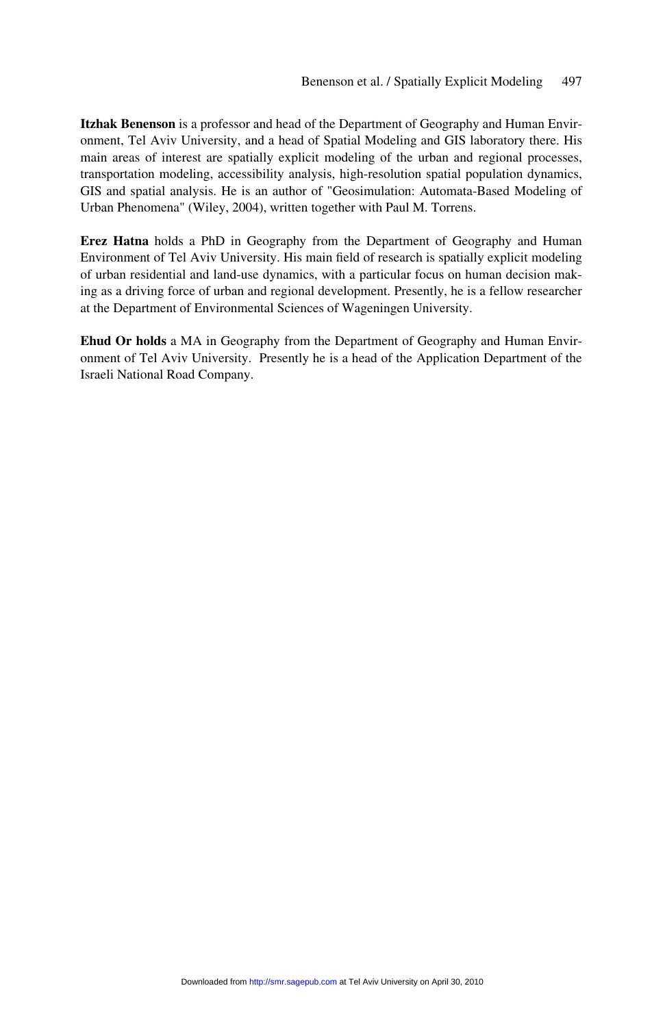**Itzhak Benenson** is a professor and head of the Department of Geography and Human Environment, Tel Aviv University, and a head of Spatial Modeling and GIS laboratory there. His main areas of interest are spatially explicit modeling of the urban and regional processes, transportation modeling, accessibility analysis, high-resolution spatial population dynamics, GIS and spatial analysis. He is an author of "Geosimulation: Automata-Based Modeling of Urban Phenomena" (Wiley, 2004), written together with Paul M. Torrens.

**Erez Hatna** holds a PhD in Geography from the Department of Geography and Human Environment of Tel Aviv University. His main field of research is spatially explicit modeling of urban residential and land-use dynamics, with a particular focus on human decision making as a driving force of urban and regional development. Presently, he is a fellow researcher at the Department of Environmental Sciences of Wageningen University.

**Ehud Or holds** a MA in Geography from the Department of Geography and Human Environment of Tel Aviv University. Presently he is a head of the Application Department of the Israeli National Road Company.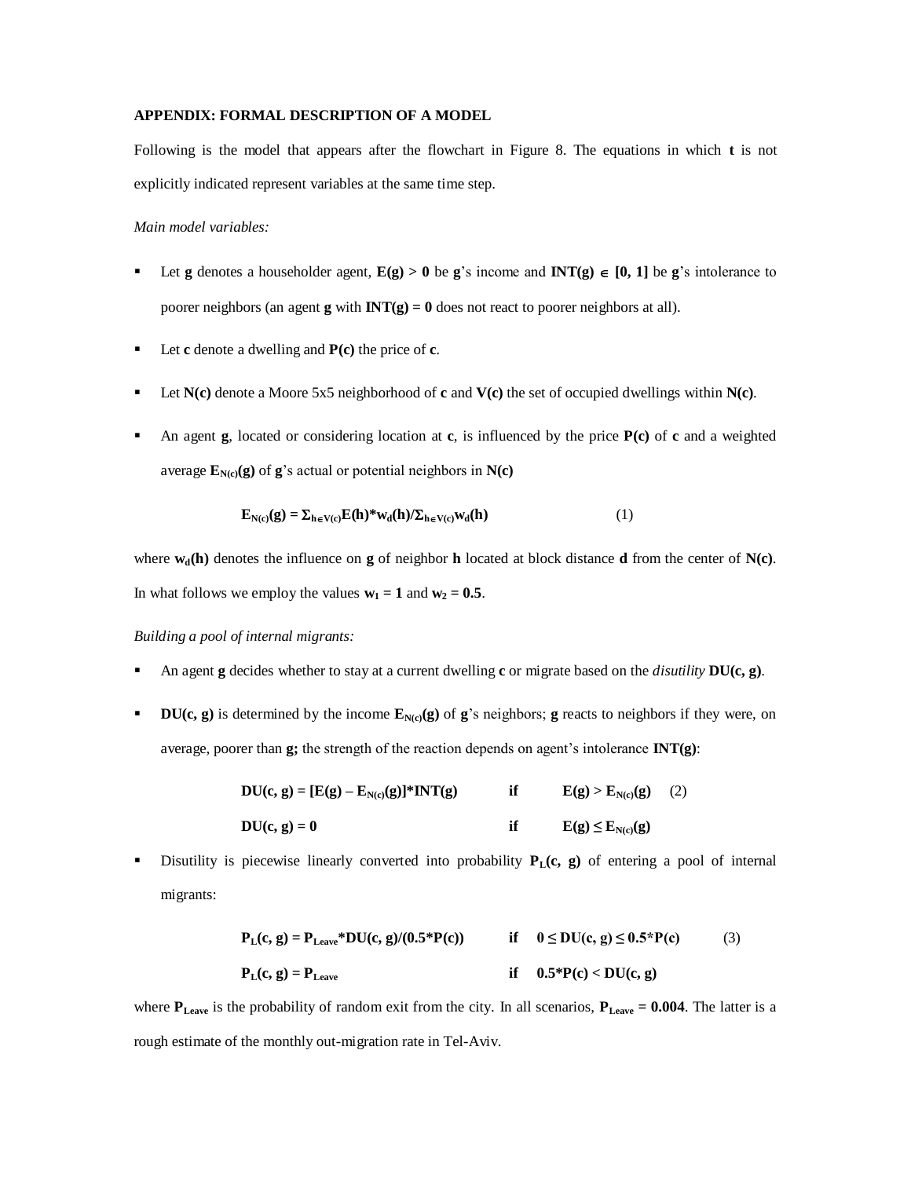**APPENDIX: FORMAL DESCRIPTION OF A MODEL**

Following is the model that appears after the flowchart in Figure 8. The equations in which **t** is not explicitly indicated represent variables at the same time step.

*Main model variables:*

- Let **g** denotes a householder agent, $\mathbf{E(g) > 0}$ be **g**'s income and $\mathbf{INT(g) \in [0, 1]}$ be **g**'s intolerance to poorer neighbors (an agent **g** with $\mathbf{INT(g) = 0}$ does not react to poorer neighbors at all).
- Let **c** denote a dwelling and **P(c)** the price of **c**.
- Let **N(c)** denote a Moore 5x5 neighborhood of **c** and **V(c)** the set of occupied dwellings within **N(c)**.
- An agent **g**, located or considering location at **c**, is influenced by the price **P(c)** of **c** and a weighted average $\mathbf{E_{N(c)}(g)}$ of **g**'s actual or potential neighbors in **N(c)**

$$\mathbf{E_{N(c)}(g) = \Sigma_{h \in V(c)} E(h) * w_d(h) / \Sigma_{h \in V(c)} w_d(h)} \qquad (1)$$

where $\mathbf{w_d(h)}$ denotes the influence on **g** of neighbor **h** located at block distance **d** from the center of **N(c)**. In what follows we employ the values $\mathbf{w_1 = 1}$ and $\mathbf{w_2 = 0.5}$.

*Building a pool of internal migrants:*

- An agent **g** decides whether to stay at a current dwelling **c** or migrate based on the *disutility* **DU(c, g)**.
- **DU(c, g)** is determined by the income $\mathbf{E_{N(c)}(g)}$ of **g**'s neighbors; **g** reacts to neighbors if they were, on average, poorer than **g;** the strength of the reaction depends on agent's intolerance **INT(g)**:

$$\mathbf{DU(c, g) = [E(g) - E_{N(c)}(g)] * INT(g)} \qquad \textbf{if} \qquad \mathbf{E(g) > E_{N(c)}(g)} \qquad (2)$$

$$\mathbf{DU(c, g) = 0} \qquad \textbf{if} \qquad \mathbf{E(g) \leq E_{N(c)}(g)}$$

- Disutility is piecewise linearly converted into probability $\mathbf{P_L(c, g)}$ of entering a pool of internal migrants:

$$\mathbf{P_L(c, g) = P_{Leave} * DU(c, g) / (0.5 * P(c))} \qquad \textbf{if} \quad \mathbf{0 \leq DU(c, g) \leq 0.5 * P(c)} \qquad (3)$$

$$\mathbf{P_L(c, g) = P_{Leave}} \qquad \textbf{if} \quad \mathbf{0.5 * P(c) < DU(c, g)}$$

where $\mathbf{P_{Leave}}$ is the probability of random exit from the city. In all scenarios, $\mathbf{P_{Leave} = 0.004}$. The latter is a rough estimate of the monthly out-migration rate in Tel-Aviv.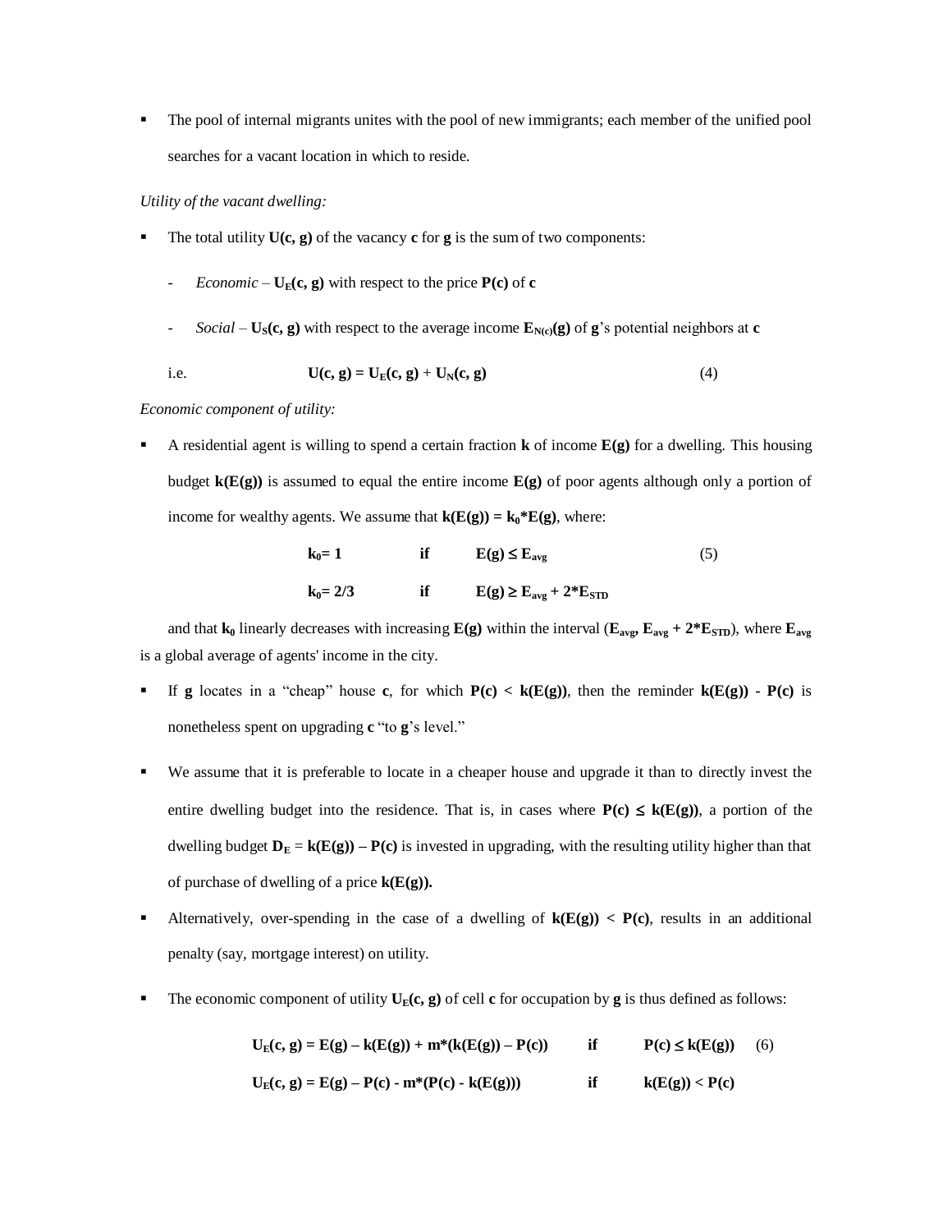- The pool of internal migrants unites with the pool of new immigrants; each member of the unified pool searches for a vacant location in which to reside.

*Utility of the vacant dwelling:*

- The total utility $\mathbf{U(c, g)}$ of the vacancy $\mathbf{c}$ for $\mathbf{g}$ is the sum of two components:

  - *Economic* – $\mathbf{U_E(c, g)}$ with respect to the price $\mathbf{P(c)}$ of $\mathbf{c}$

  - *Social* – $\mathbf{U_S(c, g)}$ with respect to the average income $\mathbf{E_{N(c)}(g)}$ of $\mathbf{g}$'s potential neighbors at $\mathbf{c}$

  i.e.
$$\mathbf{U(c, g) = U_E(c, g) + U_N(c, g)} \qquad (4)$$

*Economic component of utility:*

- A residential agent is willing to spend a certain fraction $\mathbf{k}$ of income $\mathbf{E(g)}$ for a dwelling. This housing budget $\mathbf{k(E(g))}$ is assumed to equal the entire income $\mathbf{E(g)}$ of poor agents although only a portion of income for wealthy agents. We assume that $\mathbf{k(E(g)) = k_0{*}E(g)}$, where:

$$\mathbf{k_0 = 1} \quad \textbf{if} \quad \mathbf{E(g) \leq E_{avg}} \qquad (5)$$

$$\mathbf{k_0 = 2/3} \quad \textbf{if} \quad \mathbf{E(g) \geq E_{avg} + 2{*}E_{STD}}$$

  and that $\mathbf{k_0}$ linearly decreases with increasing $\mathbf{E(g)}$ within the interval ($\mathbf{E_{avg}, E_{avg} + 2{*}E_{STD}}$), where $\mathbf{E_{avg}}$ is a global average of agents' income in the city.

- If $\mathbf{g}$ locates in a "cheap" house $\mathbf{c}$, for which $\mathbf{P(c) < k(E(g))}$, then the reminder $\mathbf{k(E(g)) - P(c)}$ is nonetheless spent on upgrading $\mathbf{c}$ "to $\mathbf{g}$'s level."

- We assume that it is preferable to locate in a cheaper house and upgrade it than to directly invest the entire dwelling budget into the residence. That is, in cases where $\mathbf{P(c) \leq k(E(g))}$, a portion of the dwelling budget $\mathbf{D_E = k(E(g)) - P(c)}$ is invested in upgrading, with the resulting utility higher than that of purchase of dwelling of a price $\mathbf{k(E(g))}$.

- Alternatively, over-spending in the case of a dwelling of $\mathbf{k(E(g)) < P(c)}$, results in an additional penalty (say, mortgage interest) on utility.

- The economic component of utility $\mathbf{U_E(c, g)}$ of cell $\mathbf{c}$ for occupation by $\mathbf{g}$ is thus defined as follows:

$$\mathbf{U_E(c, g) = E(g) - k(E(g)) + m{*}(k(E(g)) - P(c))} \quad \textbf{if} \quad \mathbf{P(c) \leq k(E(g))} \qquad (6)$$

$$\mathbf{U_E(c, g) = E(g) - P(c) - m{*}(P(c) - k(E(g)))} \quad \textbf{if} \quad \mathbf{k(E(g)) < P(c)}$$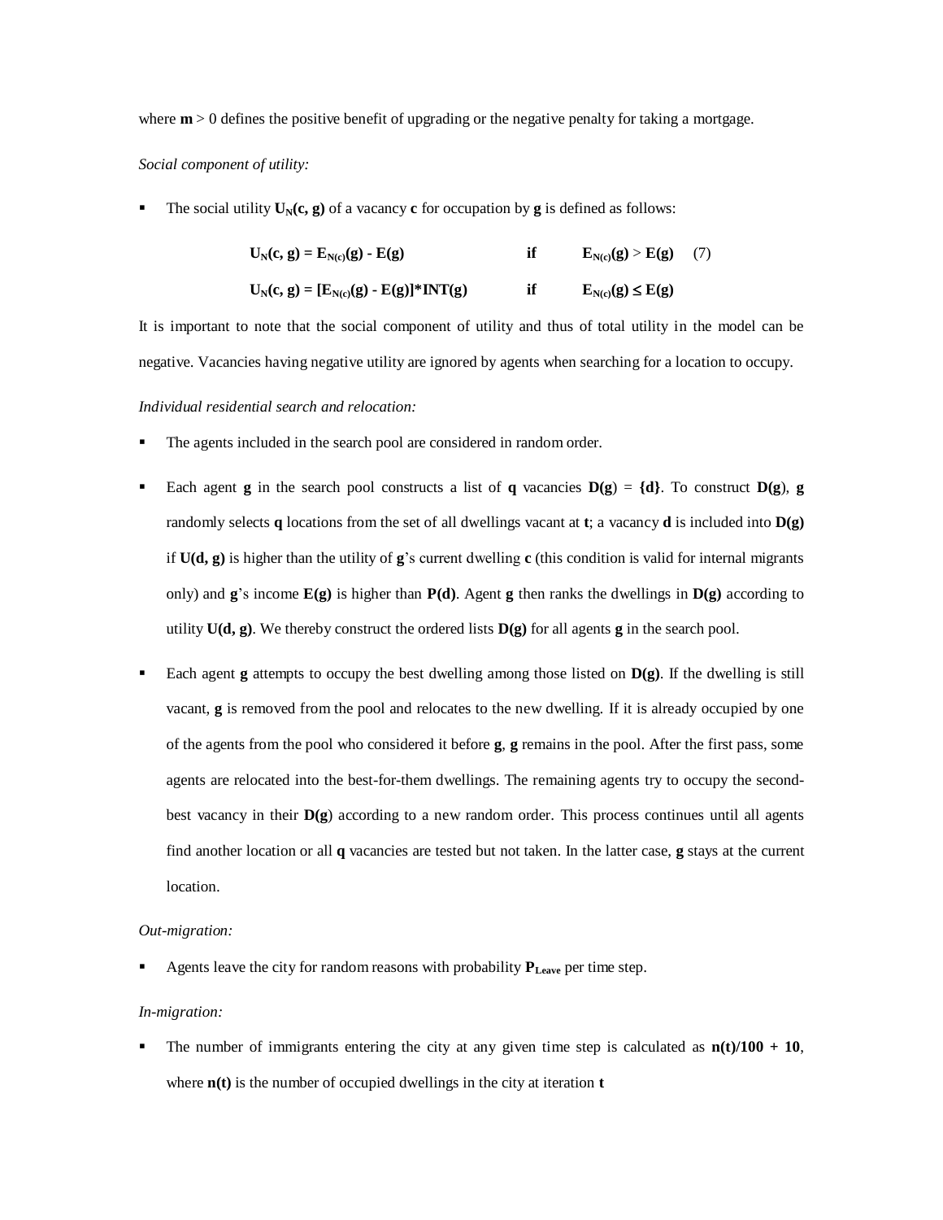where $\mathbf{m} > 0$ defines the positive benefit of upgrading or the negative penalty for taking a mortgage.

*Social component of utility:*

- The social utility $\mathbf{U_N(c, g)}$ of a vacancy $\mathbf{c}$ for occupation by $\mathbf{g}$ is defined as follows:

$$\mathbf{U_N(c, g) = E_{N(c)}(g) - E(g)} \quad \text{if} \quad \mathbf{E_{N(c)}(g) > E(g)} \qquad (7)$$

$$\mathbf{U_N(c, g) = [E_{N(c)}(g) - E(g)]*INT(g)} \quad \text{if} \quad \mathbf{E_{N(c)}(g) \leq E(g)}$$

It is important to note that the social component of utility and thus of total utility in the model can be negative. Vacancies having negative utility are ignored by agents when searching for a location to occupy.

*Individual residential search and relocation:*

- The agents included in the search pool are considered in random order.
- Each agent $\mathbf{g}$ in the search pool constructs a list of $\mathbf{q}$ vacancies $\mathbf{D(g)} = \mathbf{\{d\}}$. To construct $\mathbf{D(g)}$, $\mathbf{g}$ randomly selects $\mathbf{q}$ locations from the set of all dwellings vacant at $\mathbf{t}$; a vacancy $\mathbf{d}$ is included into $\mathbf{D(g)}$ if $\mathbf{U(d, g)}$ is higher than the utility of $\mathbf{g}$'s current dwelling $\mathbf{c}$ (this condition is valid for internal migrants only) and $\mathbf{g}$'s income $\mathbf{E(g)}$ is higher than $\mathbf{P(d)}$. Agent $\mathbf{g}$ then ranks the dwellings in $\mathbf{D(g)}$ according to utility $\mathbf{U(d, g)}$. We thereby construct the ordered lists $\mathbf{D(g)}$ for all agents $\mathbf{g}$ in the search pool.
- Each agent $\mathbf{g}$ attempts to occupy the best dwelling among those listed on $\mathbf{D(g)}$. If the dwelling is still vacant, $\mathbf{g}$ is removed from the pool and relocates to the new dwelling. If it is already occupied by one of the agents from the pool who considered it before $\mathbf{g}$, $\mathbf{g}$ remains in the pool. After the first pass, some agents are relocated into the best-for-them dwellings. The remaining agents try to occupy the second-best vacancy in their $\mathbf{D(g)}$ according to a new random order. This process continues until all agents find another location or all $\mathbf{q}$ vacancies are tested but not taken. In the latter case, $\mathbf{g}$ stays at the current location.

*Out-migration:*

- Agents leave the city for random reasons with probability $\mathbf{P_{Leave}}$ per time step.

*In-migration:*

- The number of immigrants entering the city at any given time step is calculated as $\mathbf{n(t)/100 + 10}$, where $\mathbf{n(t)}$ is the number of occupied dwellings in the city at iteration $\mathbf{t}$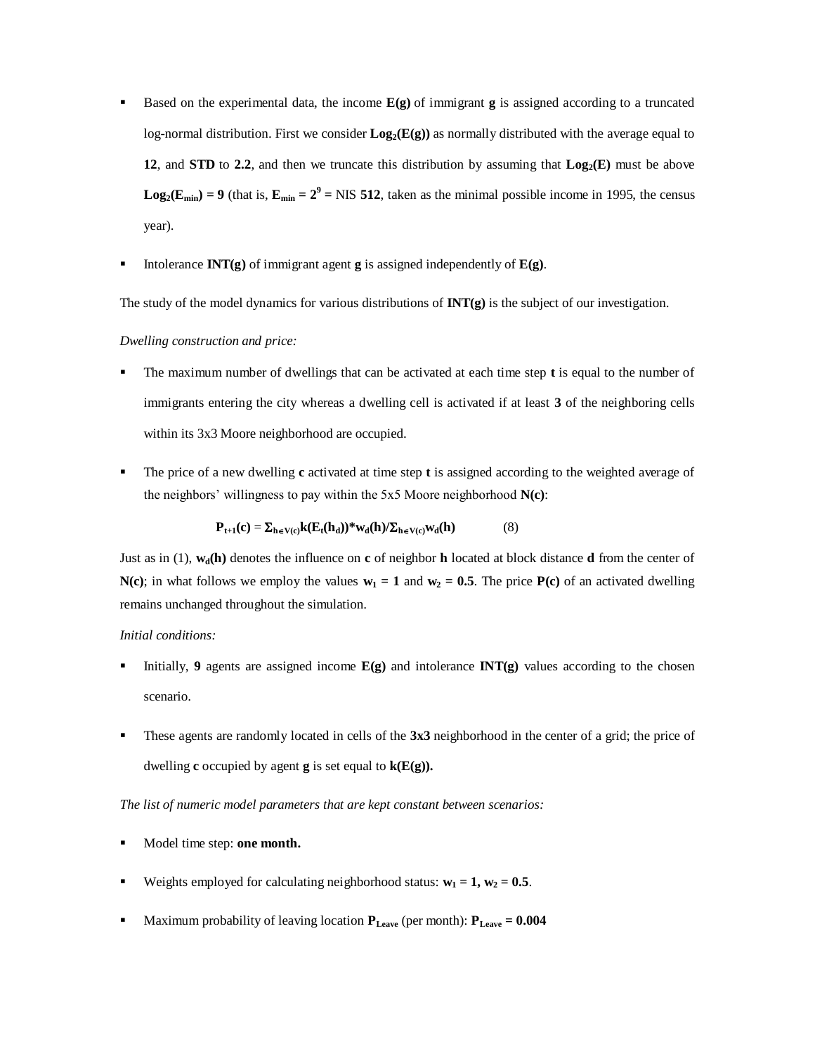- Based on the experimental data, the income **E(g)** of immigrant **g** is assigned according to a truncated log-normal distribution. First we consider $\mathbf{Log_2(E(g))}$ as normally distributed with the average equal to **12**, and **STD** to **2.2**, and then we truncate this distribution by assuming that $\mathbf{Log_2(E)}$ must be above $\mathbf{Log_2(E_{min}) = 9}$ (that is, $\mathbf{E_{min} = 2^9 =}$ NIS **512**, taken as the minimal possible income in 1995, the census year).

- Intolerance **INT(g)** of immigrant agent **g** is assigned independently of **E(g)**.

The study of the model dynamics for various distributions of **INT(g)** is the subject of our investigation.

*Dwelling construction and price:*

- The maximum number of dwellings that can be activated at each time step **t** is equal to the number of immigrants entering the city whereas a dwelling cell is activated if at least **3** of the neighboring cells within its 3x3 Moore neighborhood are occupied.

- The price of a new dwelling **c** activated at time step **t** is assigned according to the weighted average of the neighbors' willingness to pay within the 5x5 Moore neighborhood **N(c)**:

$$\mathbf{P_{t+1}(c) = \Sigma_{h\in V(c)}k(E_t(h_d))*w_d(h)/\Sigma_{h\in V(c)}w_d(h)} \qquad (8)$$

Just as in (1), $\mathbf{w_d(h)}$ denotes the influence on **c** of neighbor **h** located at block distance **d** from the center of **N(c)**; in what follows we employ the values $\mathbf{w_1 = 1}$ and $\mathbf{w_2 = 0.5}$. The price **P(c)** of an activated dwelling remains unchanged throughout the simulation.

*Initial conditions:*

- Initially, **9** agents are assigned income **E(g)** and intolerance **INT(g)** values according to the chosen scenario.

- These agents are randomly located in cells of the **3x3** neighborhood in the center of a grid; the price of dwelling **c** occupied by agent **g** is set equal to **k(E(g)).**

*The list of numeric model parameters that are kept constant between scenarios:*

- Model time step: **one month.**

- Weights employed for calculating neighborhood status: $\mathbf{w_1 = 1, w_2 = 0.5}$.

- Maximum probability of leaving location $\mathbf{P_{Leave}}$ (per month): $\mathbf{P_{Leave} = 0.004}$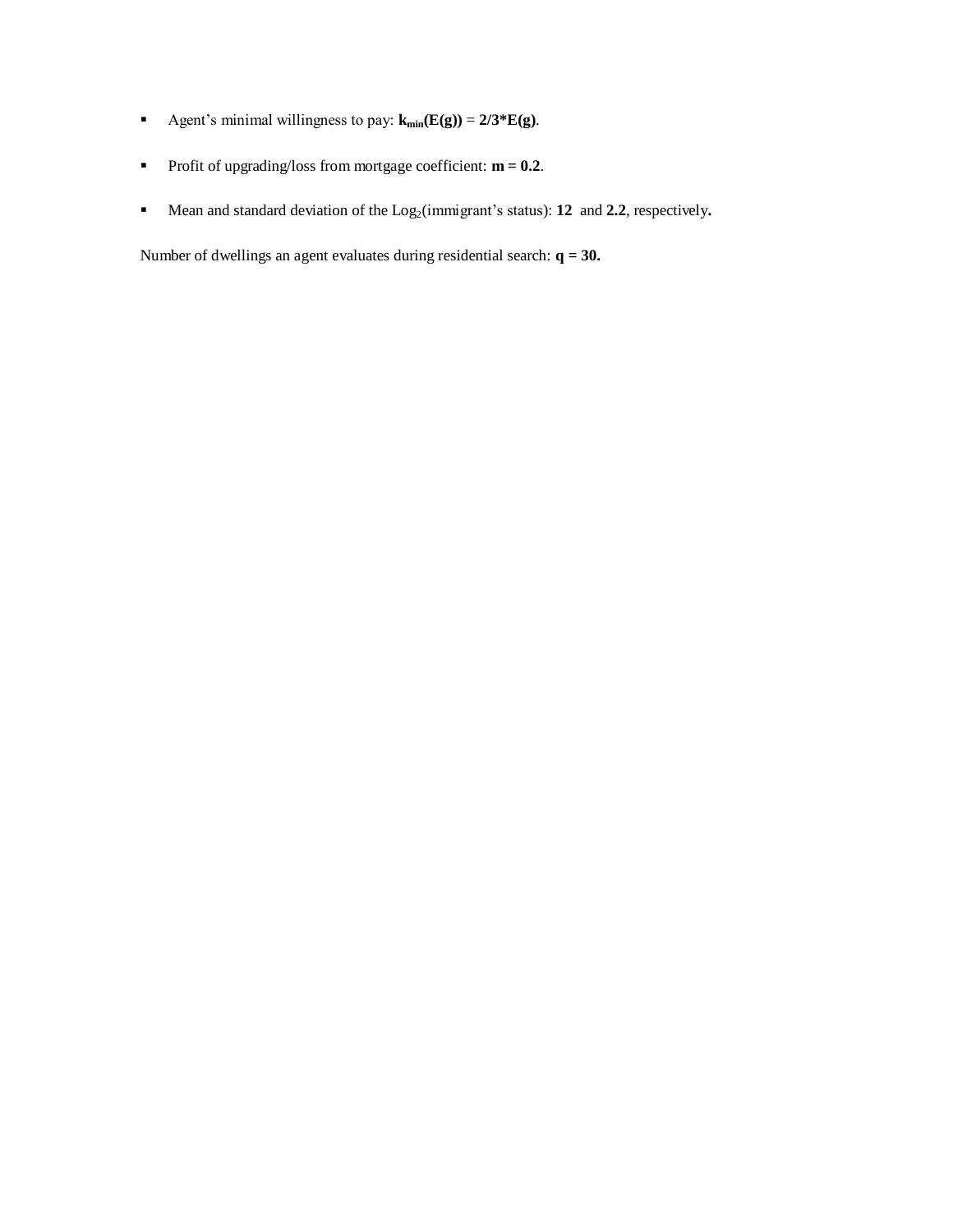- Agent's minimal willingness to pay: $\mathbf{k_{min}(E(g)) = 2/3 * E(g)}$.
- Profit of upgrading/loss from mortgage coefficient: $\mathbf{m = 0.2}$.
- Mean and standard deviation of the $Log_2$(immigrant's status): **12** and **2.2**, respectively**.**

Number of dwellings an agent evaluates during residential search: $\mathbf{q = 30}$**.**